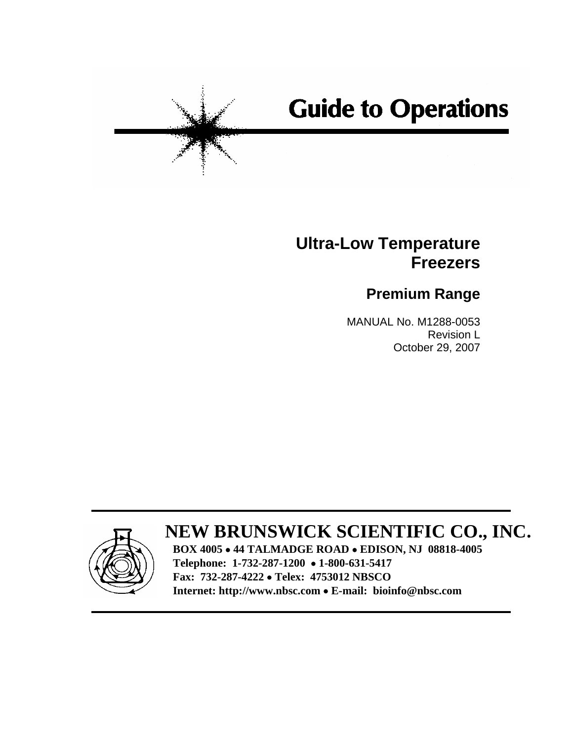# Guide to Operations

## Ultra-Low Temperature Freezers

### Premium Range

MANUAL No. M1288-0053
Revision L
October 29, 2007

## NEW BRUNSWICK SCIENTIFIC CO., INC.

**BOX 4005 • 44 TALMADGE ROAD • EDISON, NJ 08818-4005**
**Telephone: 1-732-287-1200 • 1-800-631-5417**
**Fax: 732-287-4222 • Telex: 4753012 NBSCO**
**Internet: http://www.nbsc.com • E-mail: bioinfo@nbsc.com**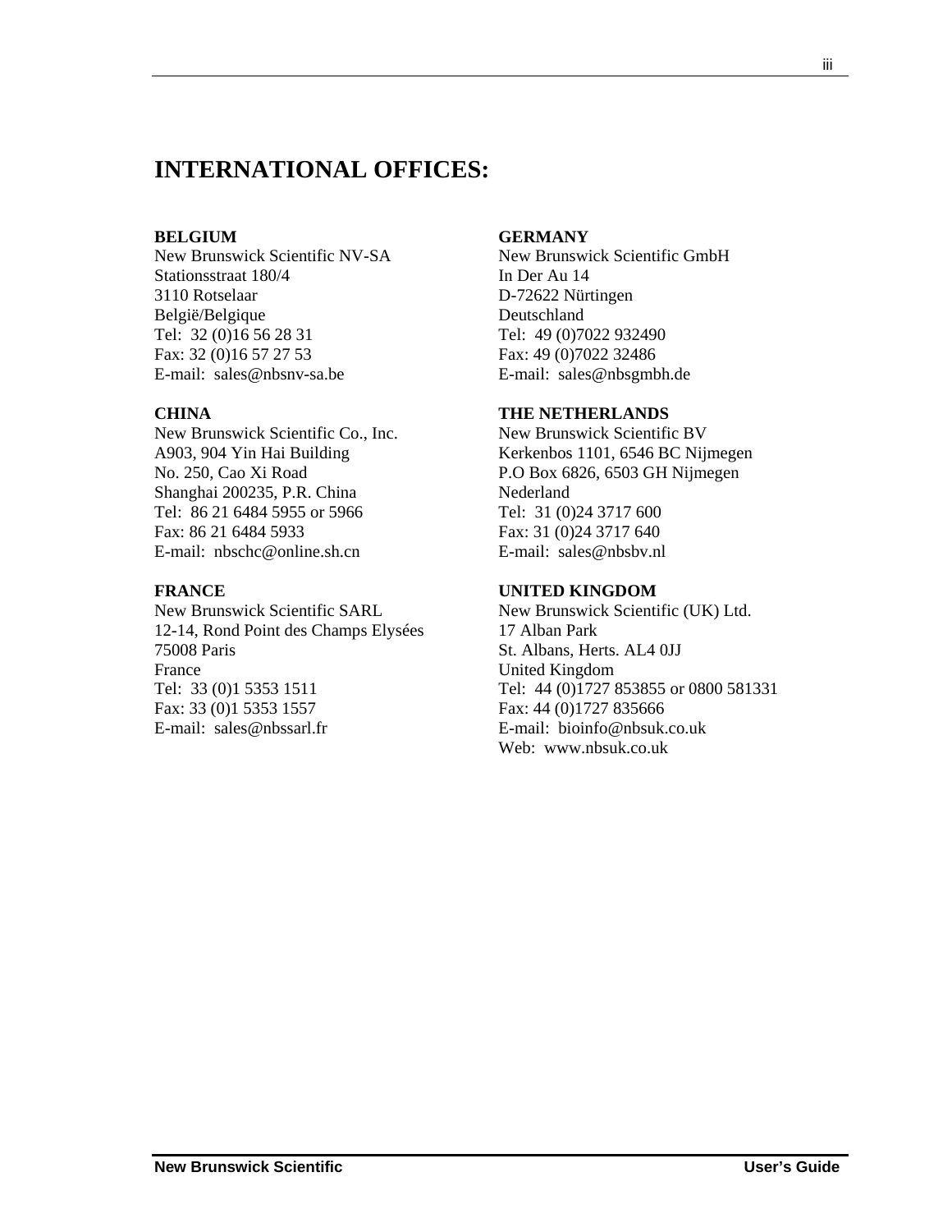# INTERNATIONAL OFFICES:

**BELGIUM**
New Brunswick Scientific NV-SA
Stationsstraat 180/4
3110 Rotselaar
België/Belgique
Tel: 32 (0)16 56 28 31
Fax: 32 (0)16 57 27 53
E-mail: sales@nbsnv-sa.be

**CHINA**
New Brunswick Scientific Co., Inc.
A903, 904 Yin Hai Building
No. 250, Cao Xi Road
Shanghai 200235, P.R. China
Tel: 86 21 6484 5955 or 5966
Fax: 86 21 6484 5933
E-mail: nbschc@online.sh.cn

**FRANCE**
New Brunswick Scientific SARL
12-14, Rond Point des Champs Elysées
75008 Paris
France
Tel: 33 (0)1 5353 1511
Fax: 33 (0)1 5353 1557
E-mail: sales@nbssarl.fr

**GERMANY**
New Brunswick Scientific GmbH
In Der Au 14
D-72622 Nürtingen
Deutschland
Tel: 49 (0)7022 932490
Fax: 49 (0)7022 32486
E-mail: sales@nbsgmbh.de

**THE NETHERLANDS**
New Brunswick Scientific BV
Kerkenbos 1101, 6546 BC Nijmegen
P.O Box 6826, 6503 GH Nijmegen
Nederland
Tel: 31 (0)24 3717 600
Fax: 31 (0)24 3717 640
E-mail: sales@nbsbv.nl

**UNITED KINGDOM**
New Brunswick Scientific (UK) Ltd.
17 Alban Park
St. Albans, Herts. AL4 0JJ
United Kingdom
Tel: 44 (0)1727 853855 or 0800 581331
Fax: 44 (0)1727 835666
E-mail: bioinfo@nbsuk.co.uk
Web: www.nbsuk.co.uk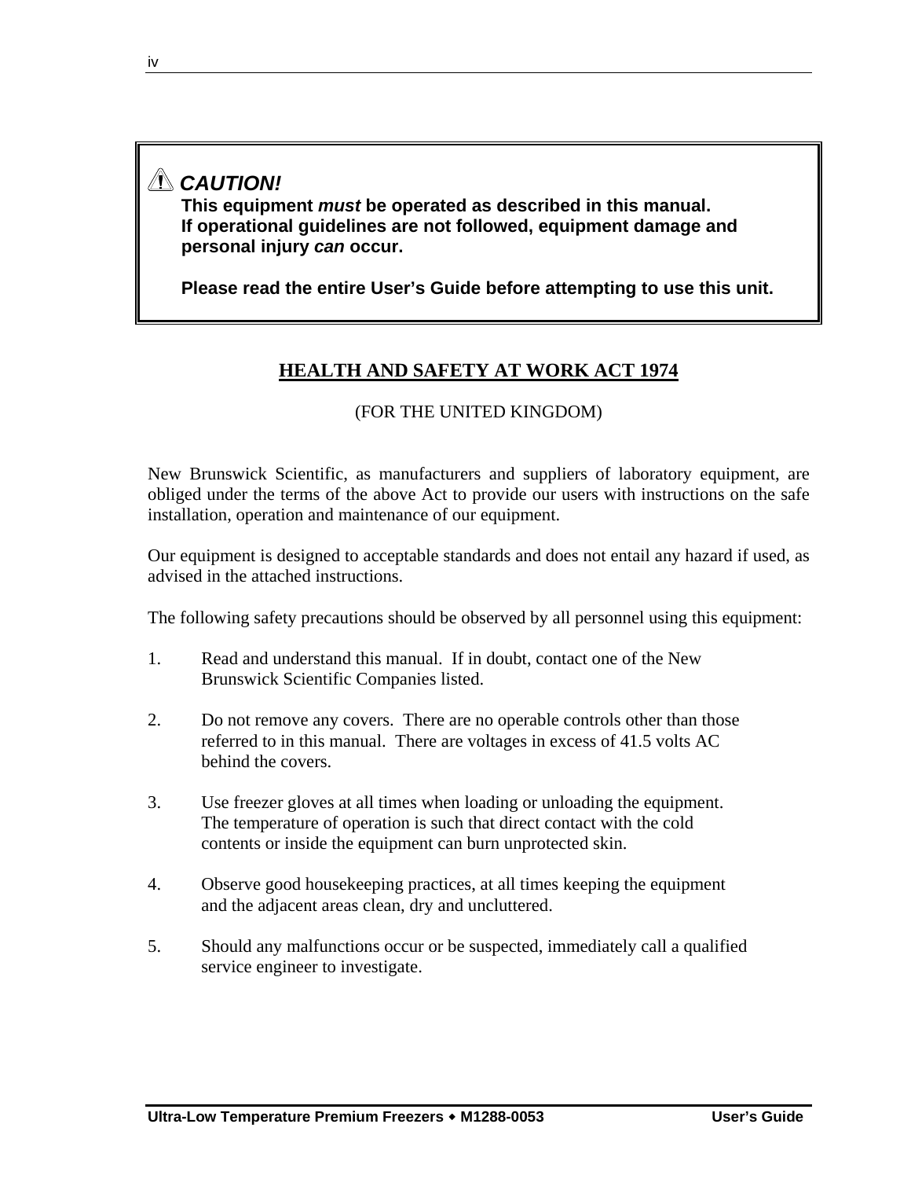> ⚠ ***CAUTION!***
> **This equipment *must* be operated as described in this manual.**
> **If operational guidelines are not followed, equipment damage and personal injury *can* occur.**
>
> **Please read the entire User's Guide before attempting to use this unit.**

## HEALTH AND SAFETY AT WORK ACT 1974

(FOR THE UNITED KINGDOM)

New Brunswick Scientific, as manufacturers and suppliers of laboratory equipment, are obliged under the terms of the above Act to provide our users with instructions on the safe installation, operation and maintenance of our equipment.

Our equipment is designed to acceptable standards and does not entail any hazard if used, as advised in the attached instructions.

The following safety precautions should be observed by all personnel using this equipment:

1. Read and understand this manual. If in doubt, contact one of the New Brunswick Scientific Companies listed.

2. Do not remove any covers. There are no operable controls other than those referred to in this manual. There are voltages in excess of 41.5 volts AC behind the covers.

3. Use freezer gloves at all times when loading or unloading the equipment. The temperature of operation is such that direct contact with the cold contents or inside the equipment can burn unprotected skin.

4. Observe good housekeeping practices, at all times keeping the equipment and the adjacent areas clean, dry and uncluttered.

5. Should any malfunctions occur or be suspected, immediately call a qualified service engineer to investigate.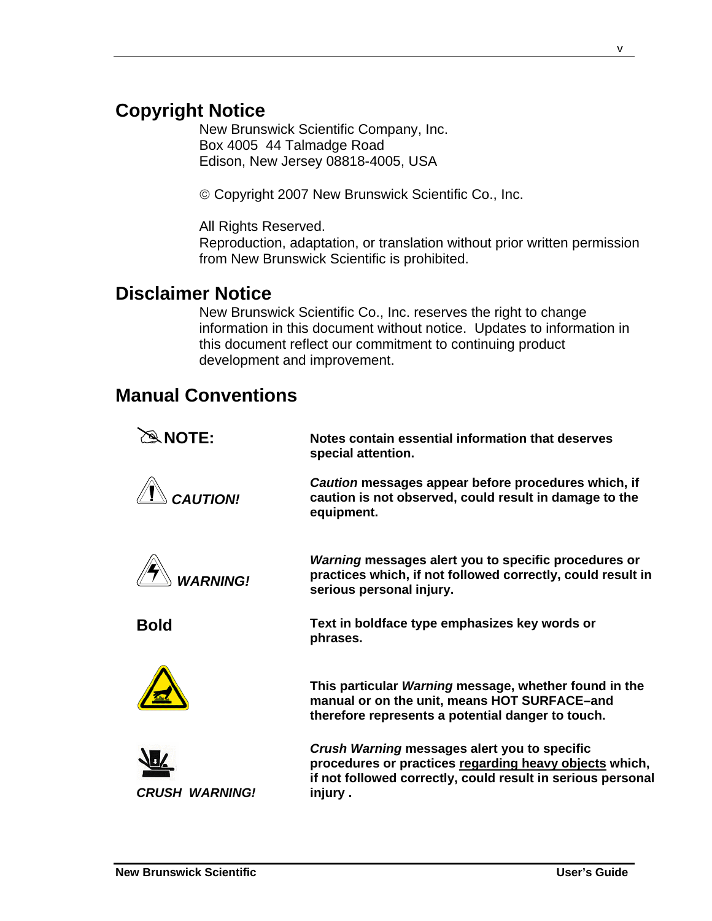## Copyright Notice

New Brunswick Scientific Company, Inc.
Box 4005 44 Talmadge Road
Edison, New Jersey 08818-4005, USA

© Copyright 2007 New Brunswick Scientific Co., Inc.

All Rights Reserved.
Reproduction, adaptation, or translation without prior written permission from New Brunswick Scientific is prohibited.

## Disclaimer Notice

New Brunswick Scientific Co., Inc. reserves the right to change information in this document without notice. Updates to information in this document reflect our commitment to continuing product development and improvement.

## Manual Conventions

| | |
|---|---|
| **NOTE:** | **Notes contain essential information that deserves special attention.** |
| ***CAUTION!*** | ***Caution*** **messages appear before procedures which, if caution is not observed, could result in damage to the equipment.** |
| ***WARNING!*** | ***Warning*** **messages alert you to specific procedures or practices which, if not followed correctly, could result in serious personal injury.** |
| **Bold** | **Text in boldface type emphasizes key words or phrases.** |
| | **This particular** ***Warning*** **message, whether found in the manual or on the unit, means HOT SURFACE–and therefore represents a potential danger to touch.** |
| ***CRUSH WARNING!*** | ***Crush Warning*** **messages alert you to specific procedures or practices regarding heavy objects which, if not followed correctly, could result in serious personal injury .** |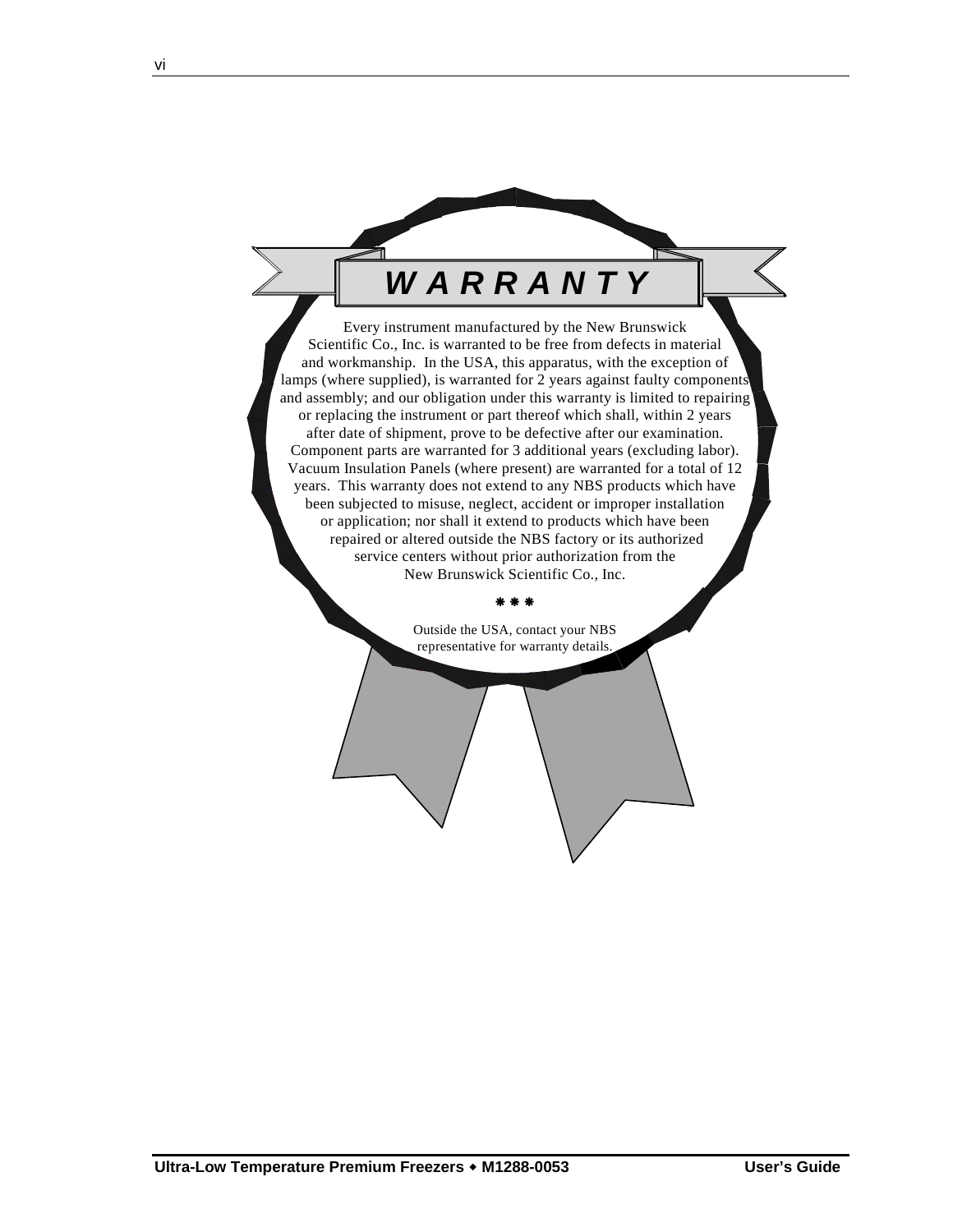# WARRANTY

Every instrument manufactured by the New Brunswick Scientific Co., Inc. is warranted to be free from defects in material and workmanship. In the USA, this apparatus, with the exception of lamps (where supplied), is warranted for 2 years against faulty components and assembly; and our obligation under this warranty is limited to repairing or replacing the instrument or part thereof which shall, within 2 years after date of shipment, prove to be defective after our examination. Component parts are warranted for 3 additional years (excluding labor). Vacuum Insulation Panels (where present) are warranted for a total of 12 years. This warranty does not extend to any NBS products which have been subjected to misuse, neglect, accident or improper installation or application; nor shall it extend to products which have been repaired or altered outside the NBS factory or its authorized service centers without prior authorization from the New Brunswick Scientific Co., Inc.

❋ ❋ ❋

Outside the USA, contact your NBS representative for warranty details.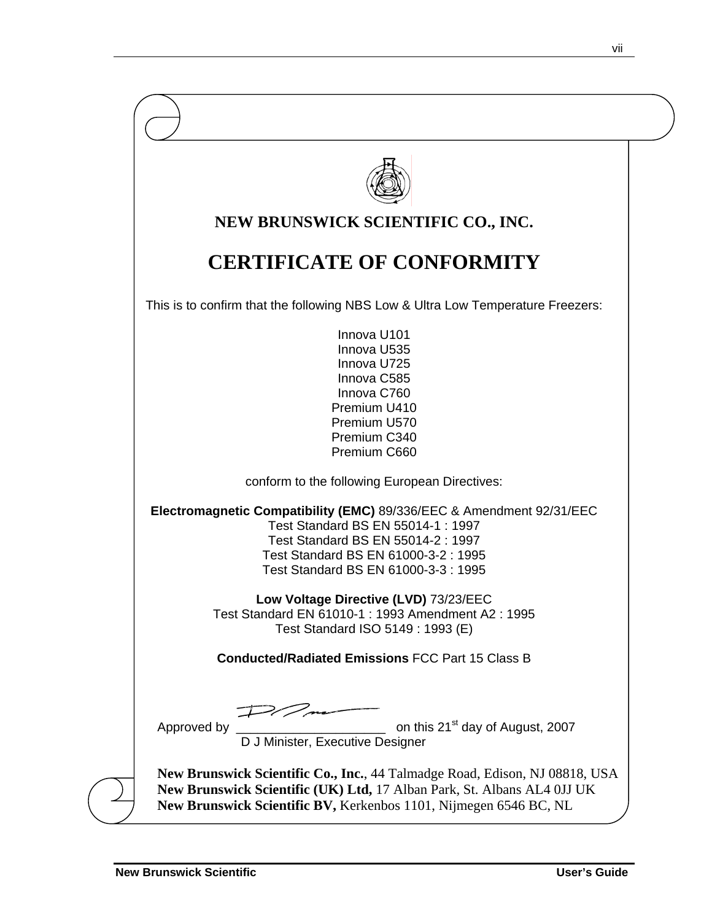# NEW BRUNSWICK SCIENTIFIC CO., INC.

# CERTIFICATE OF CONFORMITY

This is to confirm that the following NBS Low & Ultra Low Temperature Freezers:

Innova U101
Innova U535
Innova U725
Innova C585
Innova C760
Premium U410
Premium U570
Premium C340
Premium C660

conform to the following European Directives:

**Electromagnetic Compatibility (EMC)** 89/336/EEC & Amendment 92/31/EEC
Test Standard BS EN 55014-1 : 1997
Test Standard BS EN 55014-2 : 1997
Test Standard BS EN 61000-3-2 : 1995
Test Standard BS EN 61000-3-3 : 1995

**Low Voltage Directive (LVD)** 73/23/EEC
Test Standard EN 61010-1 : 1993 Amendment A2 : 1995
Test Standard ISO 5149 : 1993 (E)

**Conducted/Radiated Emissions** FCC Part 15 Class B

Approved by \_\_\_\_\_\_\_\_\_\_\_\_\_\_\_\_\_\_\_\_\_ on this 21st day of August, 2007
D J Minister, Executive Designer

**New Brunswick Scientific Co., Inc.**, 44 Talmadge Road, Edison, NJ 08818, USA
**New Brunswick Scientific (UK) Ltd,** 17 Alban Park, St. Albans AL4 0JJ UK
**New Brunswick Scientific BV,** Kerkenbos 1101, Nijmegen 6546 BC, NL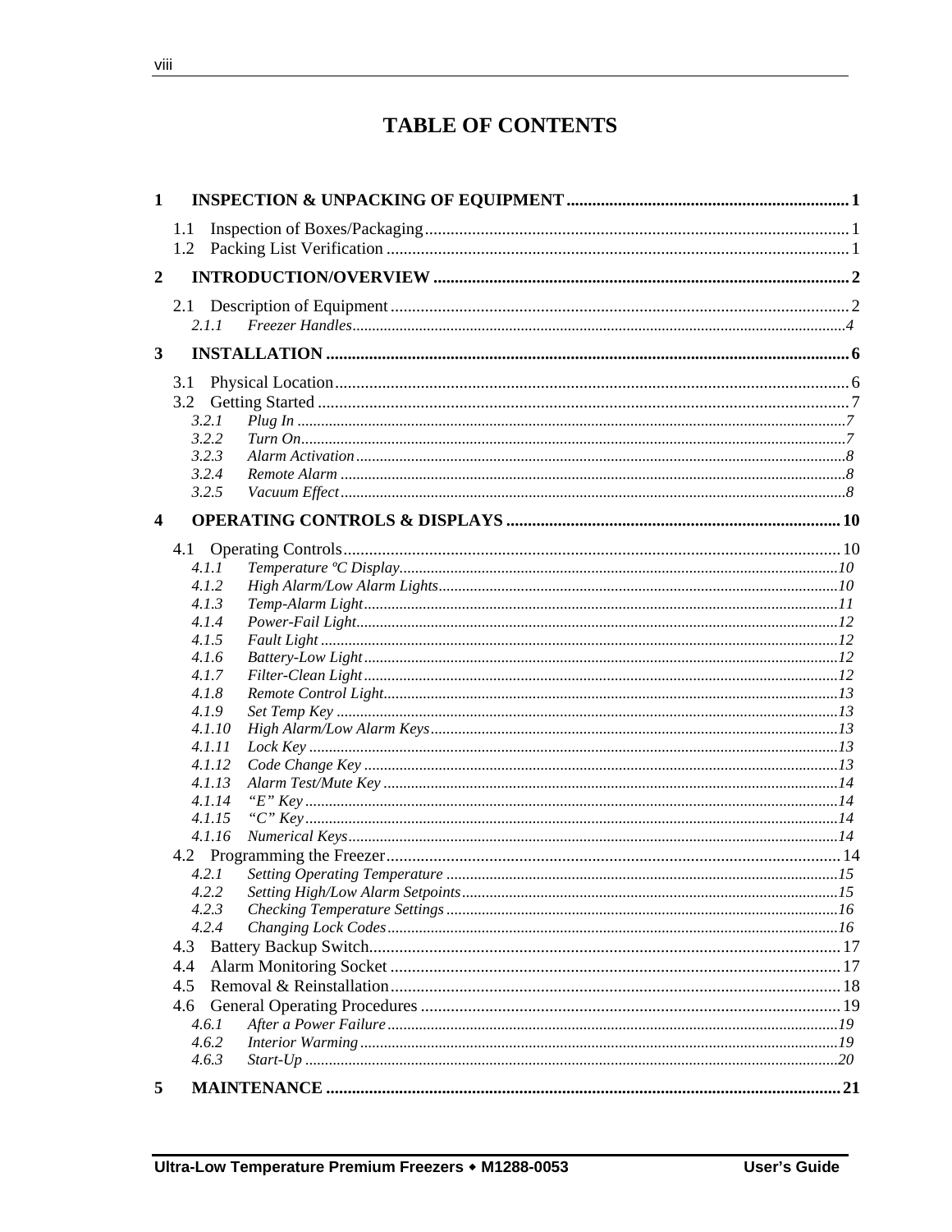# TABLE OF CONTENTS

**1 INSPECTION & UNPACKING OF EQUIPMENT .......... 1**

1.1 Inspection of Boxes/Packaging .......... 1
1.2 Packing List Verification .......... 1

**2 INTRODUCTION/OVERVIEW .......... 2**

2.1 Description of Equipment .......... 2
*2.1.1 Freezer Handles .......... 4*

**3 INSTALLATION .......... 6**

3.1 Physical Location .......... 6
3.2 Getting Started .......... 7
*3.2.1 Plug In .......... 7*
*3.2.2 Turn On .......... 7*
*3.2.3 Alarm Activation .......... 8*
*3.2.4 Remote Alarm .......... 8*
*3.2.5 Vacuum Effect .......... 8*

**4 OPERATING CONTROLS & DISPLAYS .......... 10**

4.1 Operating Controls .......... 10
*4.1.1 Temperature ºC Display .......... 10*
*4.1.2 High Alarm/Low Alarm Lights .......... 10*
*4.1.3 Temp-Alarm Light .......... 11*
*4.1.4 Power-Fail Light .......... 12*
*4.1.5 Fault Light .......... 12*
*4.1.6 Battery-Low Light .......... 12*
*4.1.7 Filter-Clean Light .......... 12*
*4.1.8 Remote Control Light .......... 13*
*4.1.9 Set Temp Key .......... 13*
*4.1.10 High Alarm/Low Alarm Keys .......... 13*
*4.1.11 Lock Key .......... 13*
*4.1.12 Code Change Key .......... 13*
*4.1.13 Alarm Test/Mute Key .......... 14*
*4.1.14 "E" Key .......... 14*
*4.1.15 "C" Key .......... 14*
*4.1.16 Numerical Keys .......... 14*

4.2 Programming the Freezer .......... 14
*4.2.1 Setting Operating Temperature .......... 15*
*4.2.2 Setting High/Low Alarm Setpoints .......... 15*
*4.2.3 Checking Temperature Settings .......... 16*
*4.2.4 Changing Lock Codes .......... 16*

4.3 Battery Backup Switch .......... 17
4.4 Alarm Monitoring Socket .......... 17
4.5 Removal & Reinstallation .......... 18
4.6 General Operating Procedures .......... 19
*4.6.1 After a Power Failure .......... 19*
*4.6.2 Interior Warming .......... 19*
*4.6.3 Start-Up .......... 20*

**5 MAINTENANCE .......... 21**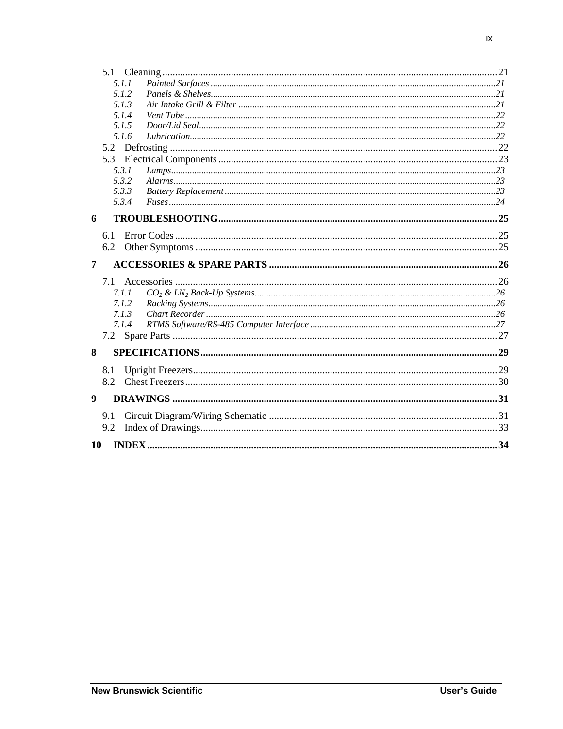5.1 Cleaning .... 21
  5.1.1 *Painted Surfaces* .... 21
  5.1.2 *Panels & Shelves* .... 21
  5.1.3 *Air Intake Grill & Filter* .... 21
  5.1.4 *Vent Tube* .... 22
  5.1.5 *Door/Lid Seal* .... 22
  5.1.6 *Lubrication* .... 22
5.2 Defrosting .... 22
5.3 Electrical Components .... 23
  5.3.1 *Lamps* .... 23
  5.3.2 *Alarms* .... 23
  5.3.3 *Battery Replacement* .... 23
  5.3.4 *Fuses* .... 24

**6 TROUBLESHOOTING .... 25**

6.1 Error Codes .... 25
6.2 Other Symptoms .... 25

**7 ACCESSORIES & SPARE PARTS .... 26**

7.1 Accessories .... 26
  7.1.1 *$CO_2$ & $LN_2$ Back-Up Systems* .... 26
  7.1.2 *Racking Systems* .... 26
  7.1.3 *Chart Recorder* .... 26
  7.1.4 *RTMS Software/RS-485 Computer Interface* .... 27
7.2 Spare Parts .... 27

**8 SPECIFICATIONS .... 29**

8.1 Upright Freezers .... 29
8.2 Chest Freezers .... 30

**9 DRAWINGS .... 31**

9.1 Circuit Diagram/Wiring Schematic .... 31
9.2 Index of Drawings .... 33

**10 INDEX .... 34**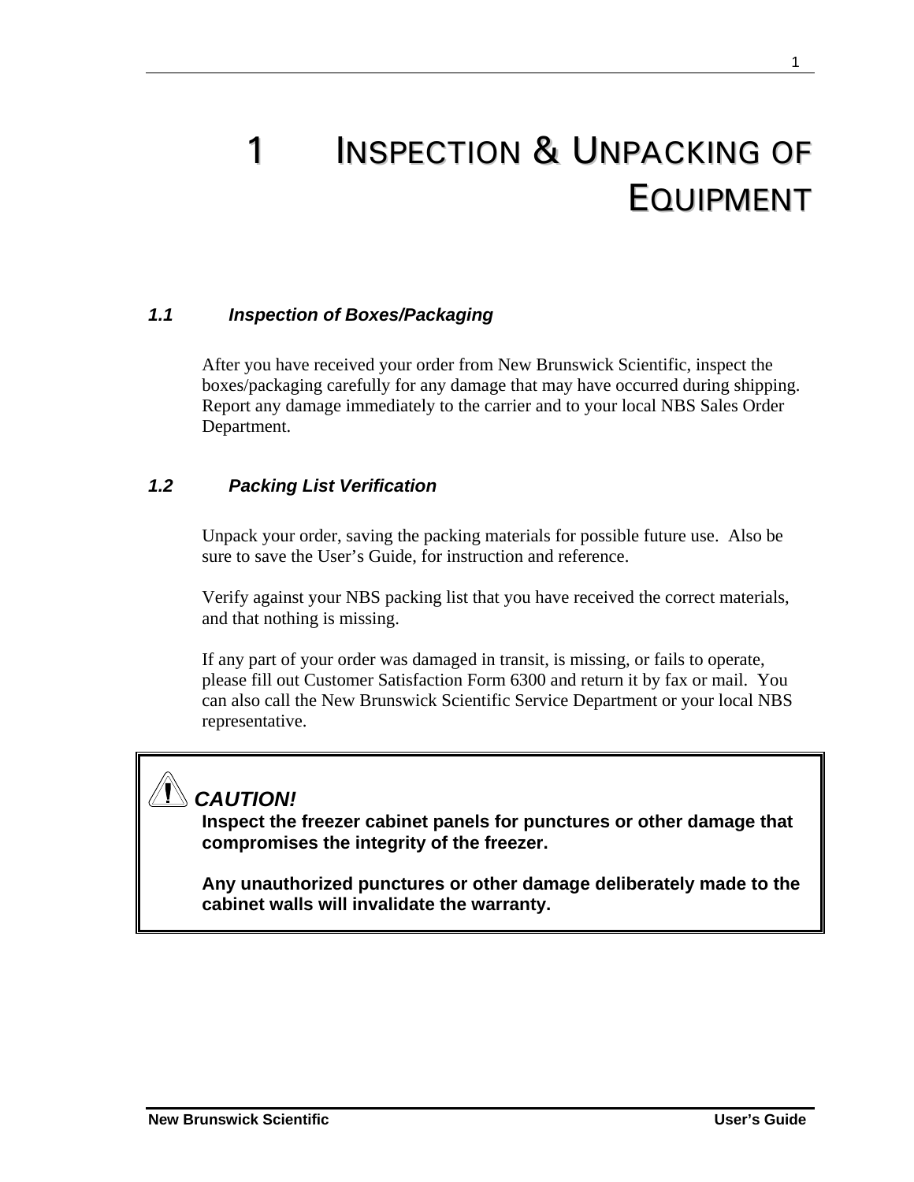# 1 INSPECTION & UNPACKING OF EQUIPMENT

### *1.1 Inspection of Boxes/Packaging*

After you have received your order from New Brunswick Scientific, inspect the boxes/packaging carefully for any damage that may have occurred during shipping. Report any damage immediately to the carrier and to your local NBS Sales Order Department.

### *1.2 Packing List Verification*

Unpack your order, saving the packing materials for possible future use. Also be sure to save the User's Guide, for instruction and reference.

Verify against your NBS packing list that you have received the correct materials, and that nothing is missing.

If any part of your order was damaged in transit, is missing, or fails to operate, please fill out Customer Satisfaction Form 6300 and return it by fax or mail. You can also call the New Brunswick Scientific Service Department or your local NBS representative.

> ***CAUTION!***
>
> **Inspect the freezer cabinet panels for punctures or other damage that compromises the integrity of the freezer.**
>
> **Any unauthorized punctures or other damage deliberately made to the cabinet walls will invalidate the warranty.**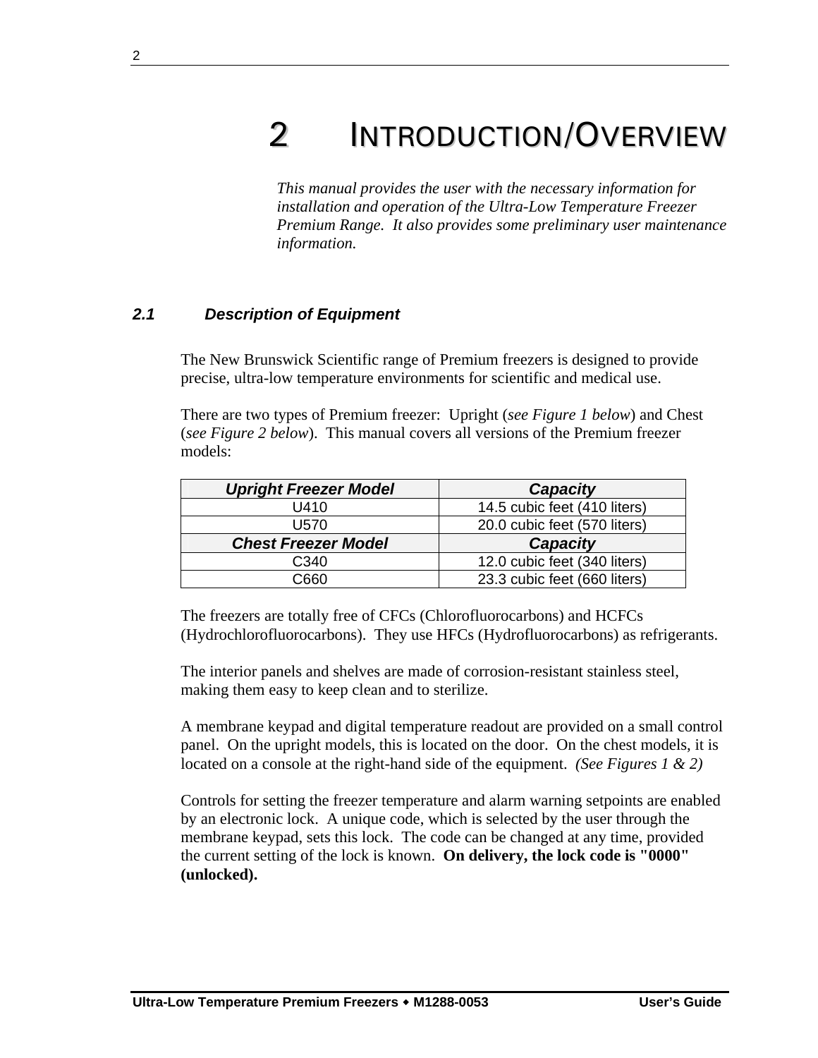# 2 INTRODUCTION/OVERVIEW

*This manual provides the user with the necessary information for installation and operation of the Ultra-Low Temperature Freezer Premium Range. It also provides some preliminary user maintenance information.*

## 2.1 Description of Equipment

The New Brunswick Scientific range of Premium freezers is designed to provide precise, ultra-low temperature environments for scientific and medical use.

There are two types of Premium freezer: Upright (*see Figure 1 below*) and Chest (*see Figure 2 below*). This manual covers all versions of the Premium freezer models:

| ***Upright Freezer Model*** | ***Capacity*** |
|---|---|
| U410 | 14.5 cubic feet (410 liters) |
| U570 | 20.0 cubic feet (570 liters) |
| ***Chest Freezer Model*** | ***Capacity*** |
| C340 | 12.0 cubic feet (340 liters) |
| C660 | 23.3 cubic feet (660 liters) |

The freezers are totally free of CFCs (Chlorofluorocarbons) and HCFCs (Hydrochlorofluorocarbons). They use HFCs (Hydrofluorocarbons) as refrigerants.

The interior panels and shelves are made of corrosion-resistant stainless steel, making them easy to keep clean and to sterilize.

A membrane keypad and digital temperature readout are provided on a small control panel. On the upright models, this is located on the door. On the chest models, it is located on a console at the right-hand side of the equipment. *(See Figures 1 & 2)*

Controls for setting the freezer temperature and alarm warning setpoints are enabled by an electronic lock. A unique code, which is selected by the user through the membrane keypad, sets this lock. The code can be changed at any time, provided the current setting of the lock is known. **On delivery, the lock code is "0000" (unlocked).**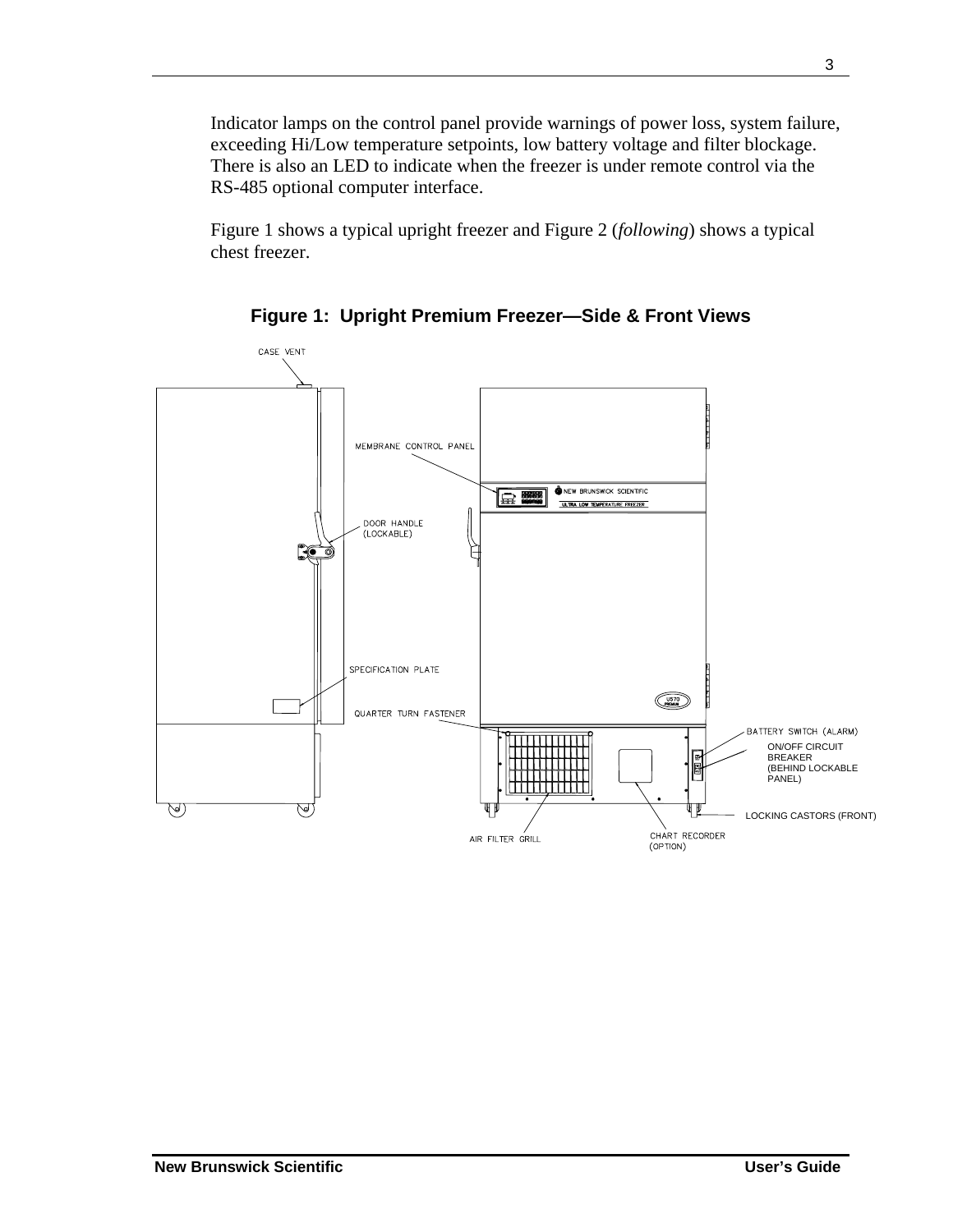Indicator lamps on the control panel provide warnings of power loss, system failure, exceeding Hi/Low temperature setpoints, low battery voltage and filter blockage. There is also an LED to indicate when the freezer is under remote control via the RS-485 optional computer interface.

Figure 1 shows a typical upright freezer and Figure 2 (*following*) shows a typical chest freezer.

**Figure 1: Upright Premium Freezer—Side & Front Views**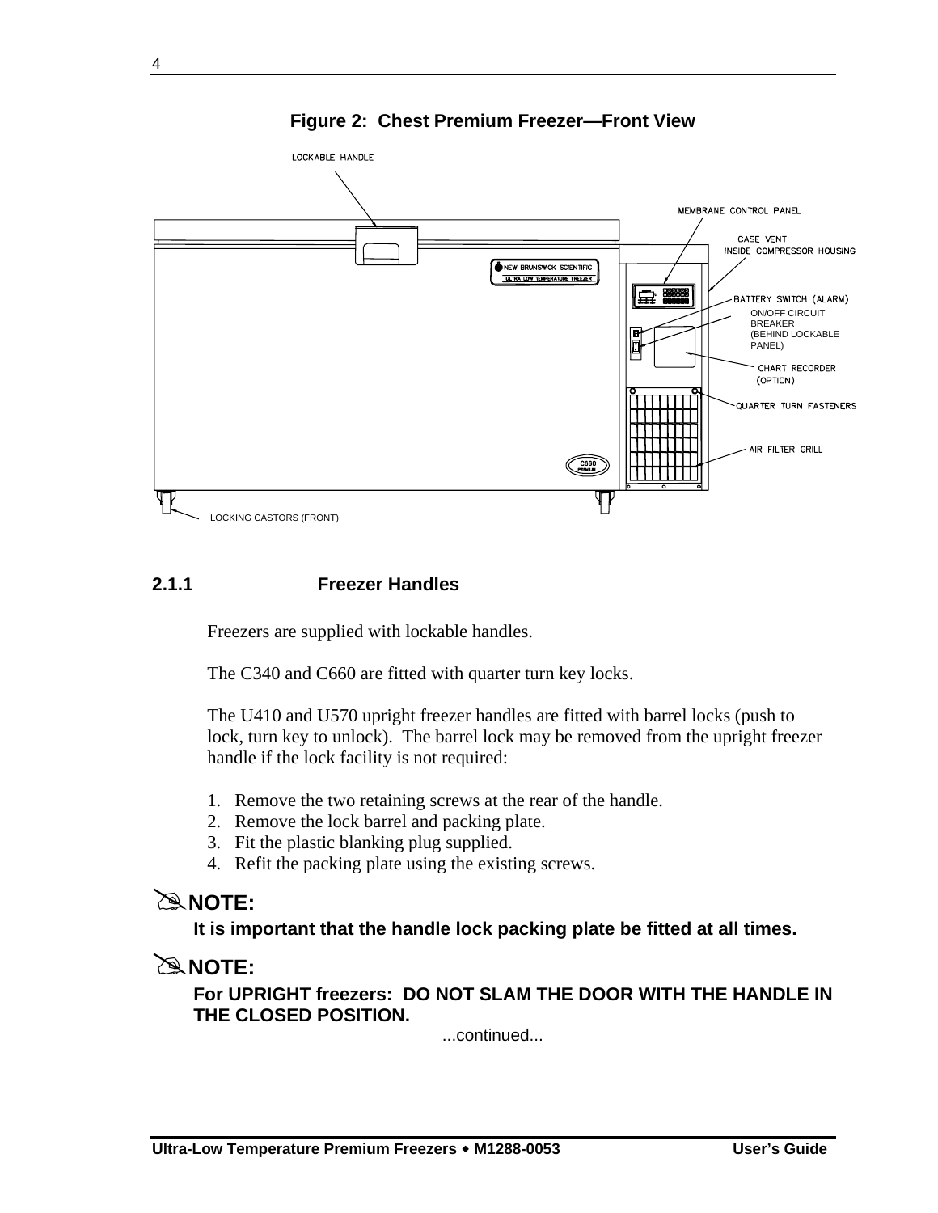**Figure 2: Chest Premium Freezer—Front View**

LOCKABLE HANDLE

MEMBRANE CONTROL PANEL

CASE VENT INSIDE COMPRESSOR HOUSING

BATTERY SWITCH (ALARM)

ON/OFF CIRCUIT BREAKER (BEHIND LOCKABLE PANEL)

CHART RECORDER (OPTION)

QUARTER TURN FASTENERS

AIR FILTER GRILL

LOCKING CASTORS (FRONT)

### 2.1.1 Freezer Handles

Freezers are supplied with lockable handles.

The C340 and C660 are fitted with quarter turn key locks.

The U410 and U570 upright freezer handles are fitted with barrel locks (push to lock, turn key to unlock). The barrel lock may be removed from the upright freezer handle if the lock facility is not required:

1. Remove the two retaining screws at the rear of the handle.
2. Remove the lock barrel and packing plate.
3. Fit the plastic blanking plug supplied.
4. Refit the packing plate using the existing screws.

**NOTE:**

**It is important that the handle lock packing plate be fitted at all times.**

**NOTE:**

**For UPRIGHT freezers: DO NOT SLAM THE DOOR WITH THE HANDLE IN THE CLOSED POSITION.**

...continued...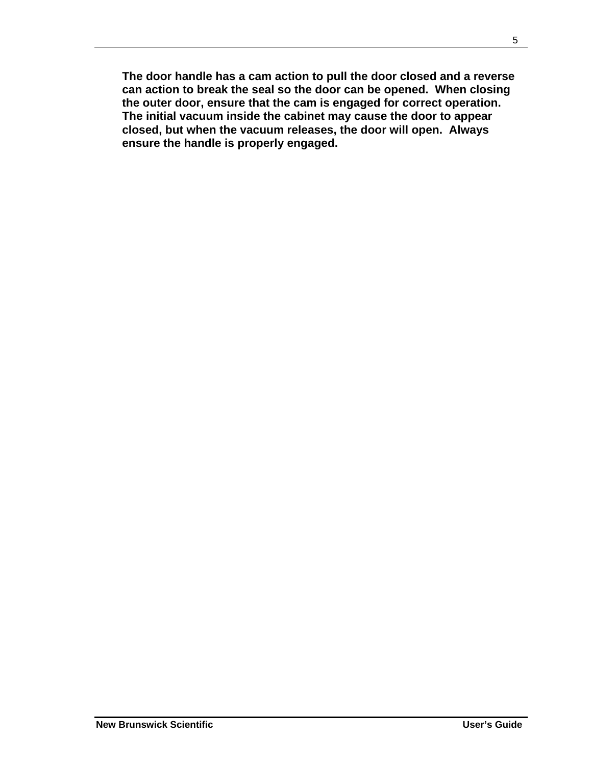**The door handle has a cam action to pull the door closed and a reverse can action to break the seal so the door can be opened. When closing the outer door, ensure that the cam is engaged for correct operation. The initial vacuum inside the cabinet may cause the door to appear closed, but when the vacuum releases, the door will open. Always ensure the handle is properly engaged.**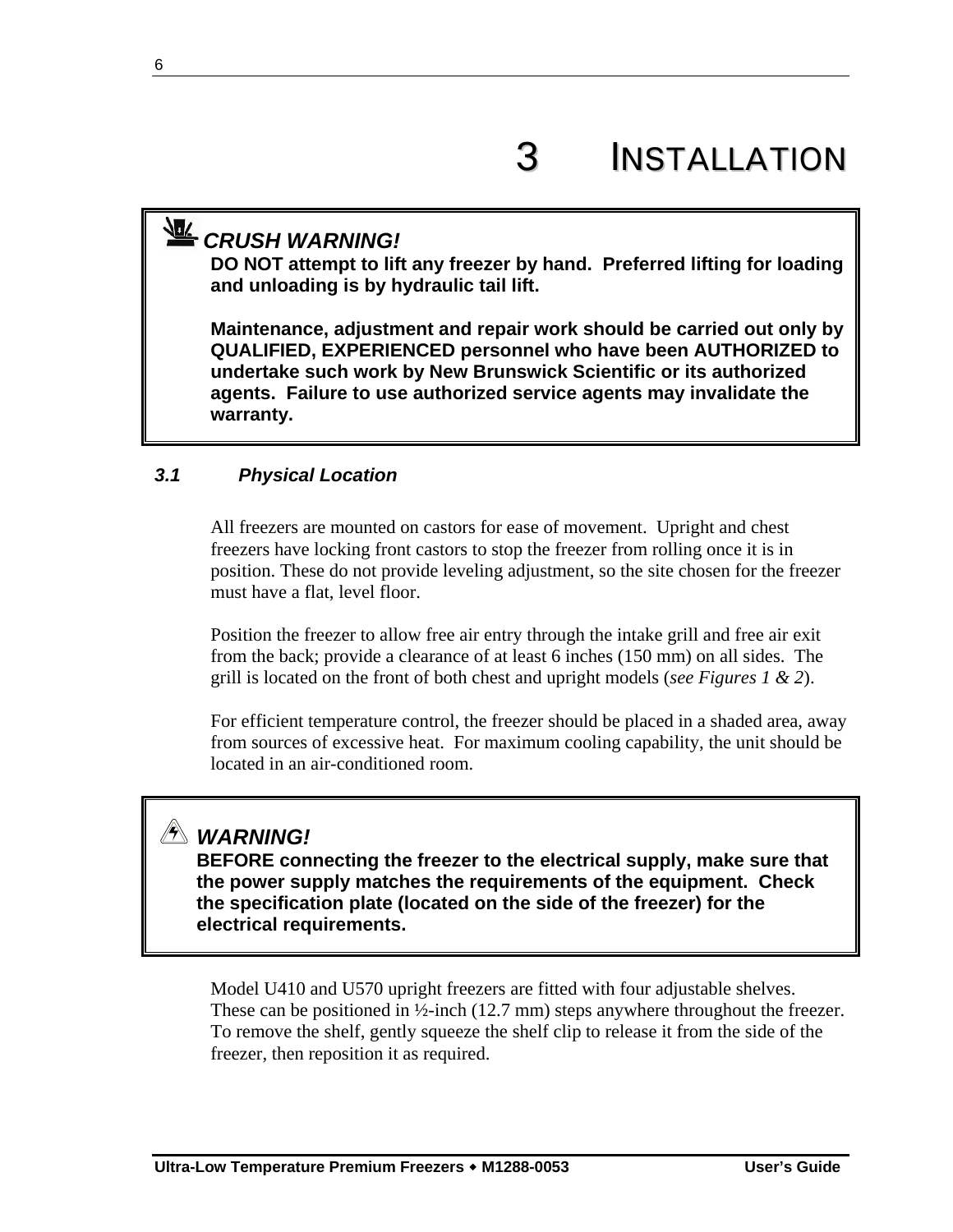# 3 INSTALLATION

> ***CRUSH WARNING!***
>
> **DO NOT attempt to lift any freezer by hand. Preferred lifting for loading and unloading is by hydraulic tail lift.**
>
> **Maintenance, adjustment and repair work should be carried out only by QUALIFIED, EXPERIENCED personnel who have been AUTHORIZED to undertake such work by New Brunswick Scientific or its authorized agents. Failure to use authorized service agents may invalidate the warranty.**

## *3.1 Physical Location*

All freezers are mounted on castors for ease of movement. Upright and chest freezers have locking front castors to stop the freezer from rolling once it is in position. These do not provide leveling adjustment, so the site chosen for the freezer must have a flat, level floor.

Position the freezer to allow free air entry through the intake grill and free air exit from the back; provide a clearance of at least 6 inches (150 mm) on all sides. The grill is located on the front of both chest and upright models (*see Figures 1 & 2*).

For efficient temperature control, the freezer should be placed in a shaded area, away from sources of excessive heat. For maximum cooling capability, the unit should be located in an air-conditioned room.

> ***WARNING!***
>
> **BEFORE connecting the freezer to the electrical supply, make sure that the power supply matches the requirements of the equipment. Check the specification plate (located on the side of the freezer) for the electrical requirements.**

Model U410 and U570 upright freezers are fitted with four adjustable shelves. These can be positioned in ½-inch (12.7 mm) steps anywhere throughout the freezer. To remove the shelf, gently squeeze the shelf clip to release it from the side of the freezer, then reposition it as required.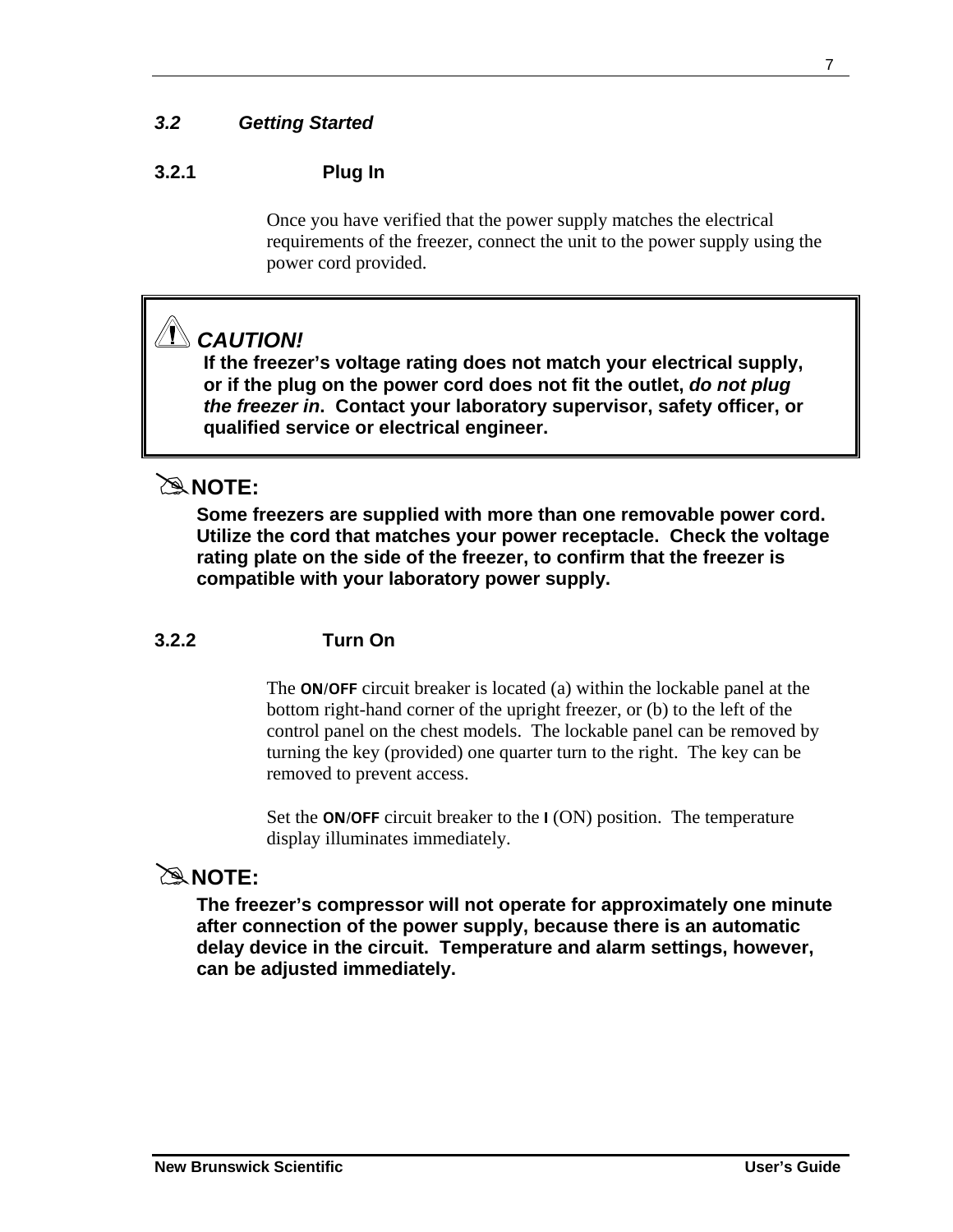### *3.2 Getting Started*

#### 3.2.1 Plug In

Once you have verified that the power supply matches the electrical requirements of the freezer, connect the unit to the power supply using the power cord provided.

> ***CAUTION!***
> **If the freezer's voltage rating does not match your electrical supply, or if the plug on the power cord does not fit the outlet, *do not plug the freezer in*. Contact your laboratory supervisor, safety officer, or qualified service or electrical engineer.**

**NOTE:**

**Some freezers are supplied with more than one removable power cord. Utilize the cord that matches your power receptacle. Check the voltage rating plate on the side of the freezer, to confirm that the freezer is compatible with your laboratory power supply.**

#### 3.2.2 Turn On

The **ON/OFF** circuit breaker is located (a) within the lockable panel at the bottom right-hand corner of the upright freezer, or (b) to the left of the control panel on the chest models. The lockable panel can be removed by turning the key (provided) one quarter turn to the right. The key can be removed to prevent access.

Set the **ON/OFF** circuit breaker to the **I** (ON) position. The temperature display illuminates immediately.

**NOTE:**

**The freezer's compressor will not operate for approximately one minute after connection of the power supply, because there is an automatic delay device in the circuit. Temperature and alarm settings, however, can be adjusted immediately.**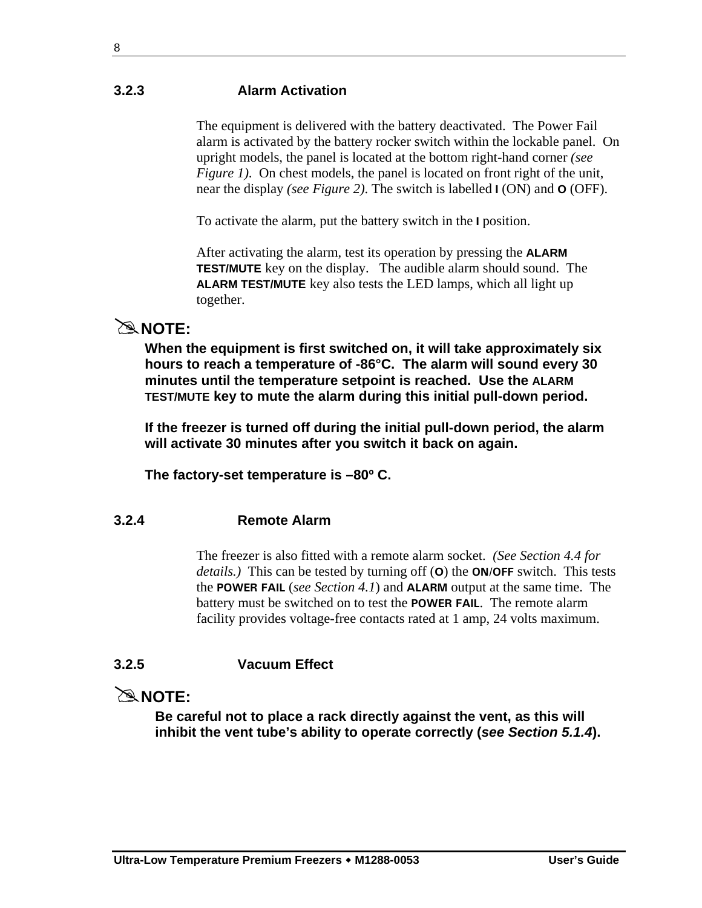### 3.2.3 Alarm Activation

The equipment is delivered with the battery deactivated. The Power Fail alarm is activated by the battery rocker switch within the lockable panel. On upright models, the panel is located at the bottom right-hand corner *(see Figure 1)*. On chest models, the panel is located on front right of the unit, near the display *(see Figure 2)*. The switch is labelled **I** (ON) and **O** (OFF).

To activate the alarm, put the battery switch in the **I** position.

After activating the alarm, test its operation by pressing the **ALARM TEST/MUTE** key on the display. The audible alarm should sound. The **ALARM TEST/MUTE** key also tests the LED lamps, which all light up together.

✎**NOTE:**

**When the equipment is first switched on, it will take approximately six hours to reach a temperature of -86°C. The alarm will sound every 30 minutes until the temperature setpoint is reached. Use the ALARM TEST/MUTE key to mute the alarm during this initial pull-down period.**

**If the freezer is turned off during the initial pull-down period, the alarm will activate 30 minutes after you switch it back on again.**

**The factory-set temperature is –80º C.**

### 3.2.4 Remote Alarm

The freezer is also fitted with a remote alarm socket. *(See Section 4.4 for details.)* This can be tested by turning off (**O**) the **ON/OFF** switch. This tests the **POWER FAIL** (*see Section 4.1*) and **ALARM** output at the same time. The battery must be switched on to test the **POWER FAIL**. The remote alarm facility provides voltage-free contacts rated at 1 amp, 24 volts maximum.

### 3.2.5 Vacuum Effect

✎**NOTE:**

**Be careful not to place a rack directly against the vent, as this will inhibit the vent tube's ability to operate correctly (*see Section 5.1.4*).**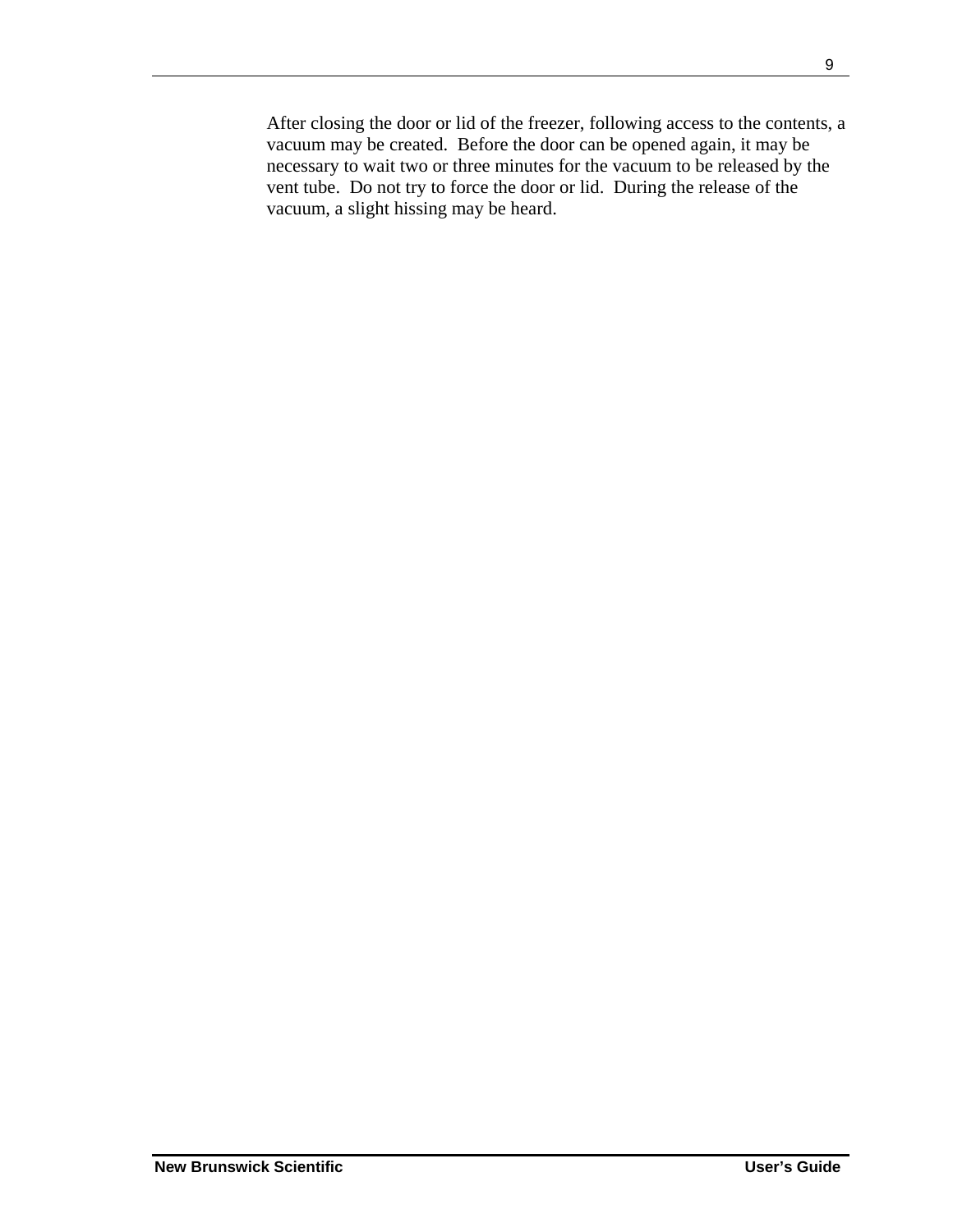After closing the door or lid of the freezer, following access to the contents, a vacuum may be created. Before the door can be opened again, it may be necessary to wait two or three minutes for the vacuum to be released by the vent tube. Do not try to force the door or lid. During the release of the vacuum, a slight hissing may be heard.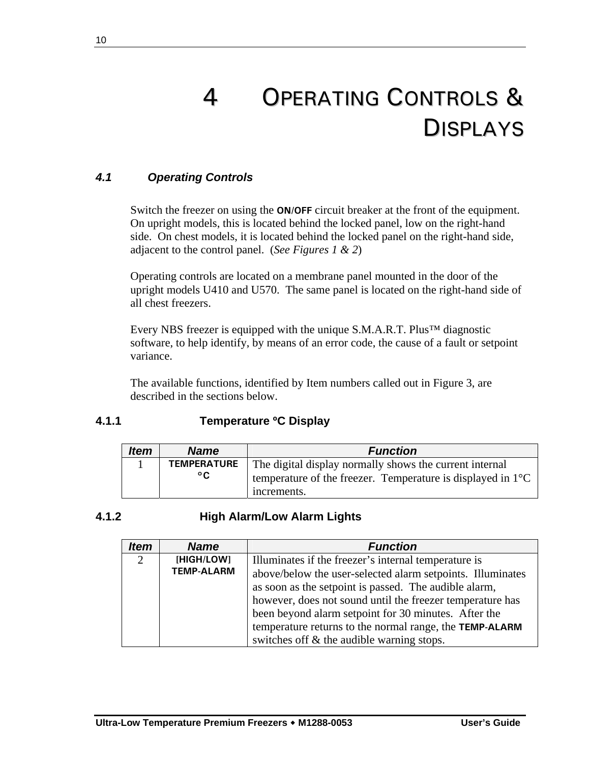# 4 OPERATING CONTROLS & DISPLAYS

### 4.1 Operating Controls

Switch the freezer on using the **ON/OFF** circuit breaker at the front of the equipment. On upright models, this is located behind the locked panel, low on the right-hand side. On chest models, it is located behind the locked panel on the right-hand side, adjacent to the control panel. (*See Figures 1 & 2*)

Operating controls are located on a membrane panel mounted in the door of the upright models U410 and U570. The same panel is located on the right-hand side of all chest freezers.

Every NBS freezer is equipped with the unique S.M.A.R.T. Plus™ diagnostic software, to help identify, by means of an error code, the cause of a fault or setpoint variance.

The available functions, identified by Item numbers called out in Figure 3, are described in the sections below.

#### 4.1.1 Temperature ºC Display

| *Item* | *Name* | *Function* |
|---|---|---|
| 1 | **TEMPERATURE °C** | The digital display normally shows the current internal temperature of the freezer. Temperature is displayed in 1°C increments. |

#### 4.1.2 High Alarm/Low Alarm Lights

| *Item* | *Name* | *Function* |
|---|---|---|
| 2 | **[HIGH/LOW] TEMP-ALARM** | Illuminates if the freezer's internal temperature is above/below the user-selected alarm setpoints. Illuminates as soon as the setpoint is passed. The audible alarm, however, does not sound until the freezer temperature has been beyond alarm setpoint for 30 minutes. After the temperature returns to the normal range, the **TEMP-ALARM** switches off & the audible warning stops. |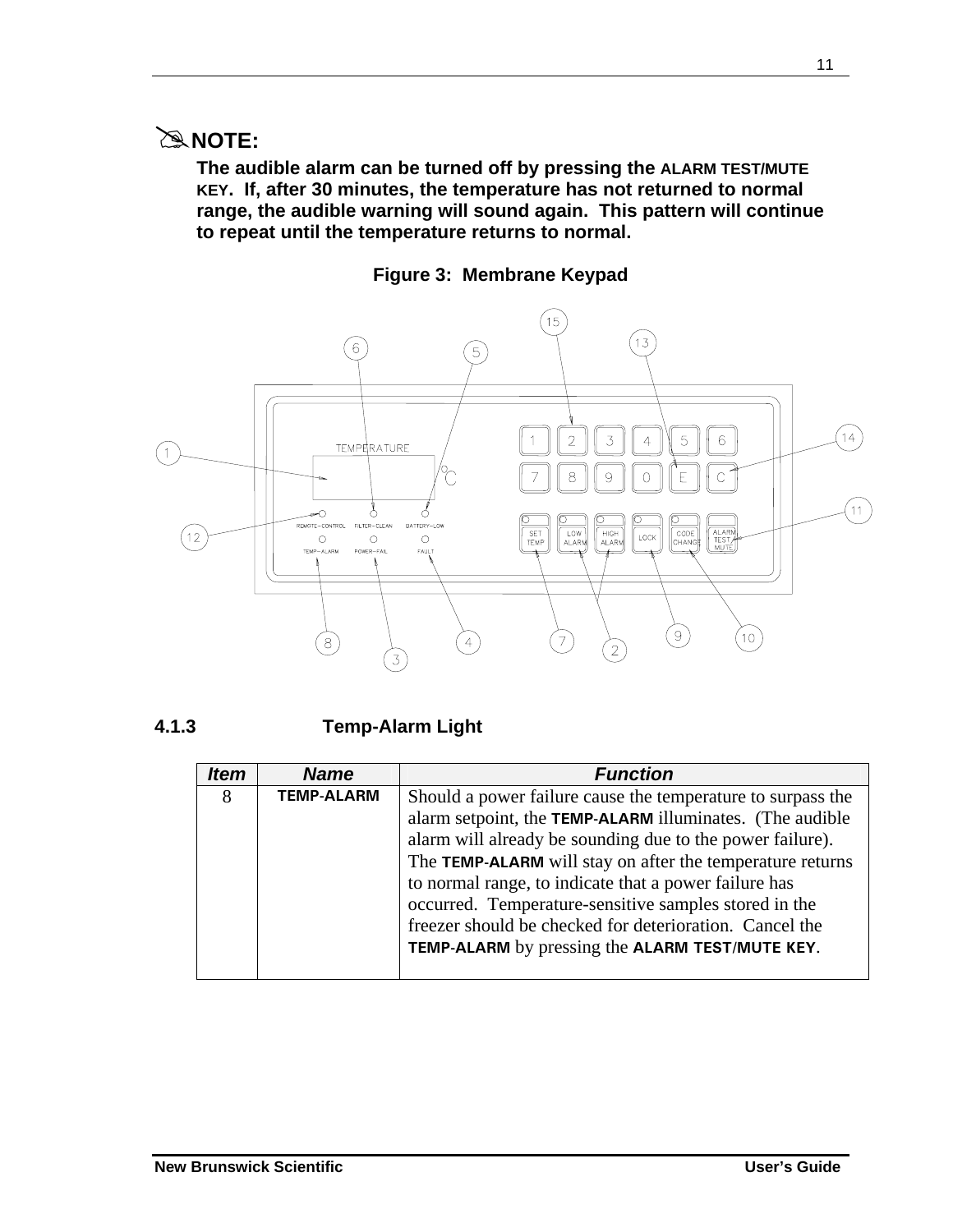**✎NOTE:**

**The audible alarm can be turned off by pressing the ALARM TEST/MUTE KEY. If, after 30 minutes, the temperature has not returned to normal range, the audible warning will sound again. This pattern will continue to repeat until the temperature returns to normal.**

**Figure 3: Membrane Keypad**

### 4.1.3 Temp-Alarm Light

| *Item* | *Name* | *Function* |
|---|---|---|
| 8 | TEMP-ALARM | Should a power failure cause the temperature to surpass the alarm setpoint, the **TEMP-ALARM** illuminates. (The audible alarm will already be sounding due to the power failure). The **TEMP-ALARM** will stay on after the temperature returns to normal range, to indicate that a power failure has occurred. Temperature-sensitive samples stored in the freezer should be checked for deterioration. Cancel the **TEMP-ALARM** by pressing the **ALARM TEST/MUTE KEY**. |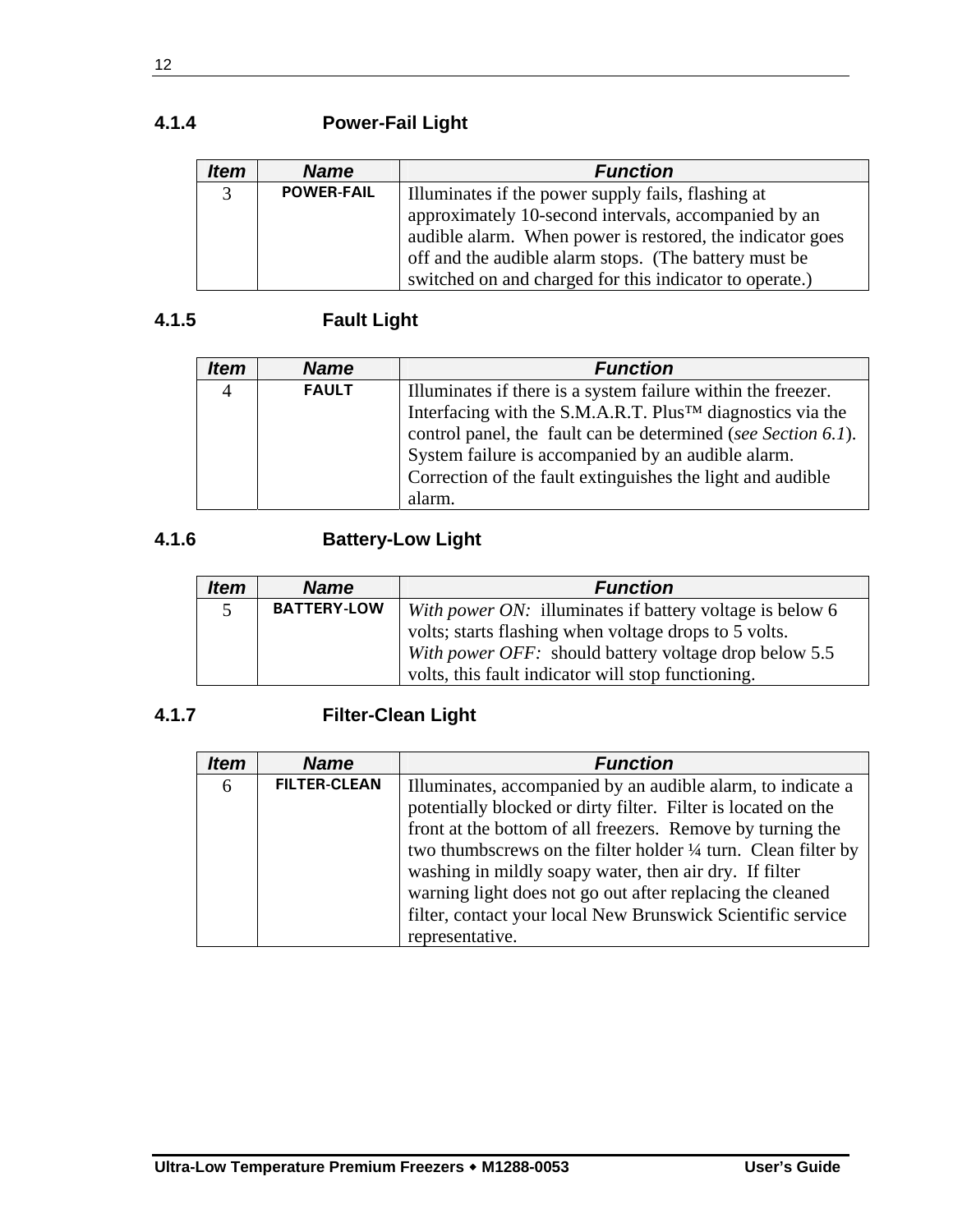### 4.1.4 Power-Fail Light

| ***Item*** | ***Name*** | ***Function*** |
|---|---|---|
| 3 | **POWER-FAIL** | Illuminates if the power supply fails, flashing at approximately 10-second intervals, accompanied by an audible alarm. When power is restored, the indicator goes off and the audible alarm stops. (The battery must be switched on and charged for this indicator to operate.) |

### 4.1.5 Fault Light

| ***Item*** | ***Name*** | ***Function*** |
|---|---|---|
| 4 | **FAULT** | Illuminates if there is a system failure within the freezer. Interfacing with the S.M.A.R.T. Plus™ diagnostics via the control panel, the fault can be determined (*see Section 6.1*). System failure is accompanied by an audible alarm. Correction of the fault extinguishes the light and audible alarm. |

### 4.1.6 Battery-Low Light

| ***Item*** | ***Name*** | ***Function*** |
|---|---|---|
| 5 | **BATTERY-LOW** | *With power ON:* illuminates if battery voltage is below 6 volts; starts flashing when voltage drops to 5 volts. *With power OFF:* should battery voltage drop below 5.5 volts, this fault indicator will stop functioning. |

### 4.1.7 Filter-Clean Light

| ***Item*** | ***Name*** | ***Function*** |
|---|---|---|
| 6 | **FILTER-CLEAN** | Illuminates, accompanied by an audible alarm, to indicate a potentially blocked or dirty filter. Filter is located on the front at the bottom of all freezers. Remove by turning the two thumbscrews on the filter holder ¼ turn. Clean filter by washing in mildly soapy water, then air dry. If filter warning light does not go out after replacing the cleaned filter, contact your local New Brunswick Scientific service representative. |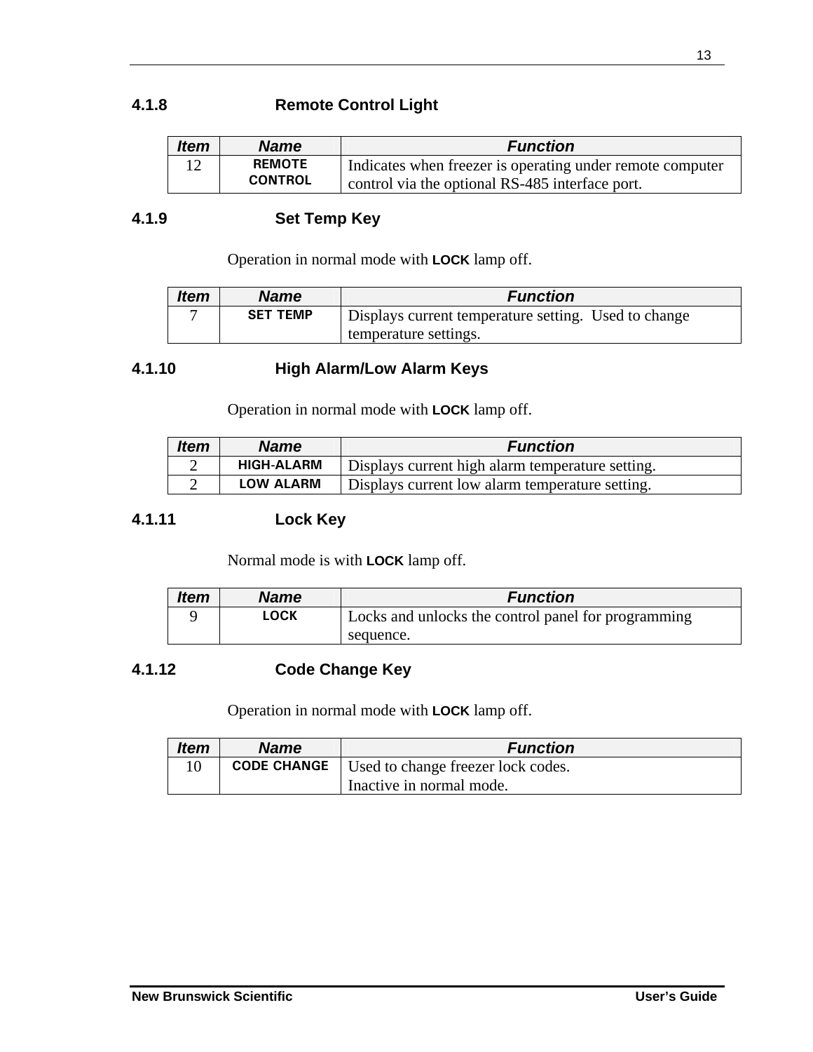### 4.1.8 Remote Control Light

| *Item* | *Name* | *Function* |
|---|---|---|
| 12 | **REMOTE CONTROL** | Indicates when freezer is operating under remote computer control via the optional RS-485 interface port. |

### 4.1.9 Set Temp Key

Operation in normal mode with **LOCK** lamp off.

| *Item* | *Name* | *Function* |
|---|---|---|
| 7 | **SET TEMP** | Displays current temperature setting. Used to change temperature settings. |

### 4.1.10 High Alarm/Low Alarm Keys

Operation in normal mode with **LOCK** lamp off.

| *Item* | *Name* | *Function* |
|---|---|---|
| 2 | **HIGH-ALARM** | Displays current high alarm temperature setting. |
| 2 | **LOW ALARM** | Displays current low alarm temperature setting. |

### 4.1.11 Lock Key

Normal mode is with **LOCK** lamp off.

| *Item* | *Name* | *Function* |
|---|---|---|
| 9 | **LOCK** | Locks and unlocks the control panel for programming sequence. |

### 4.1.12 Code Change Key

Operation in normal mode with **LOCK** lamp off.

| *Item* | *Name* | *Function* |
|---|---|---|
| 10 | **CODE CHANGE** | Used to change freezer lock codes. Inactive in normal mode. |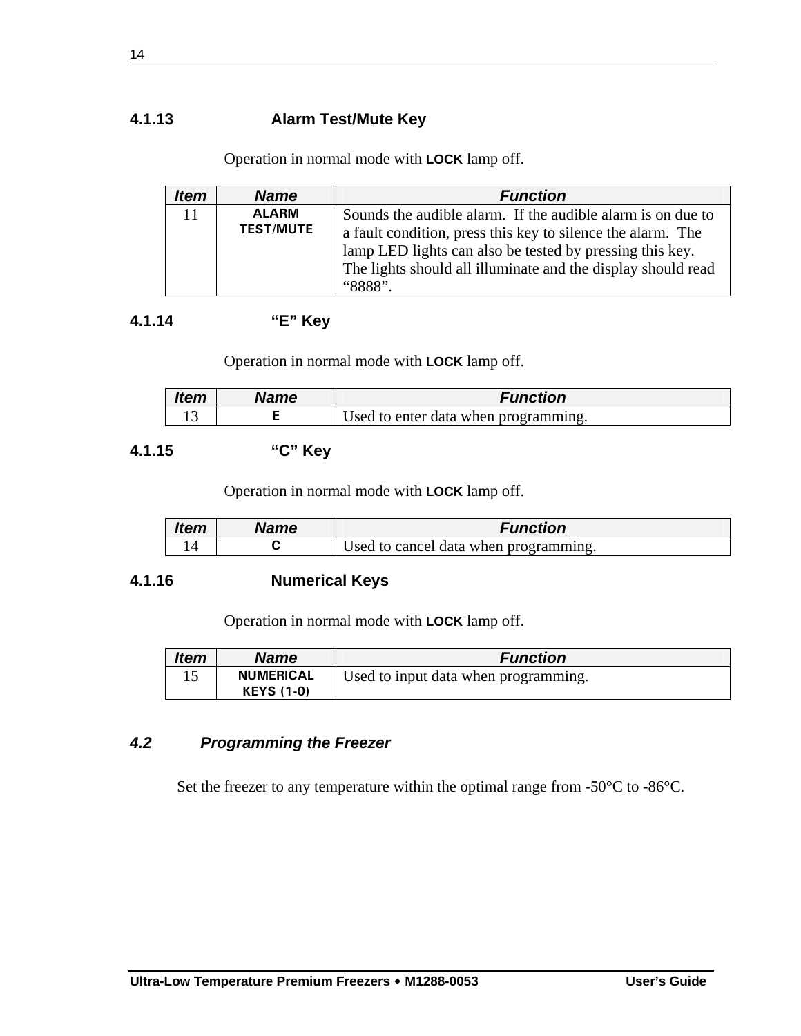### 4.1.13 Alarm Test/Mute Key

Operation in normal mode with **LOCK** lamp off.

| *Item* | *Name* | *Function* |
|---|---|---|
| 11 | **ALARM TEST/MUTE** | Sounds the audible alarm. If the audible alarm is on due to a fault condition, press this key to silence the alarm. The lamp LED lights can also be tested by pressing this key. The lights should all illuminate and the display should read "8888". |

### 4.1.14 "E" Key

Operation in normal mode with **LOCK** lamp off.

| *Item* | *Name* | *Function* |
|---|---|---|
| 13 | **E** | Used to enter data when programming. |

### 4.1.15 "C" Key

Operation in normal mode with **LOCK** lamp off.

| *Item* | *Name* | *Function* |
|---|---|---|
| 14 | **C** | Used to cancel data when programming. |

### 4.1.16 Numerical Keys

Operation in normal mode with **LOCK** lamp off.

| *Item* | *Name* | *Function* |
|---|---|---|
| 15 | **NUMERICAL KEYS (1-0)** | Used to input data when programming. |

## *4.2 Programming the Freezer*

Set the freezer to any temperature within the optimal range from -50°C to -86°C.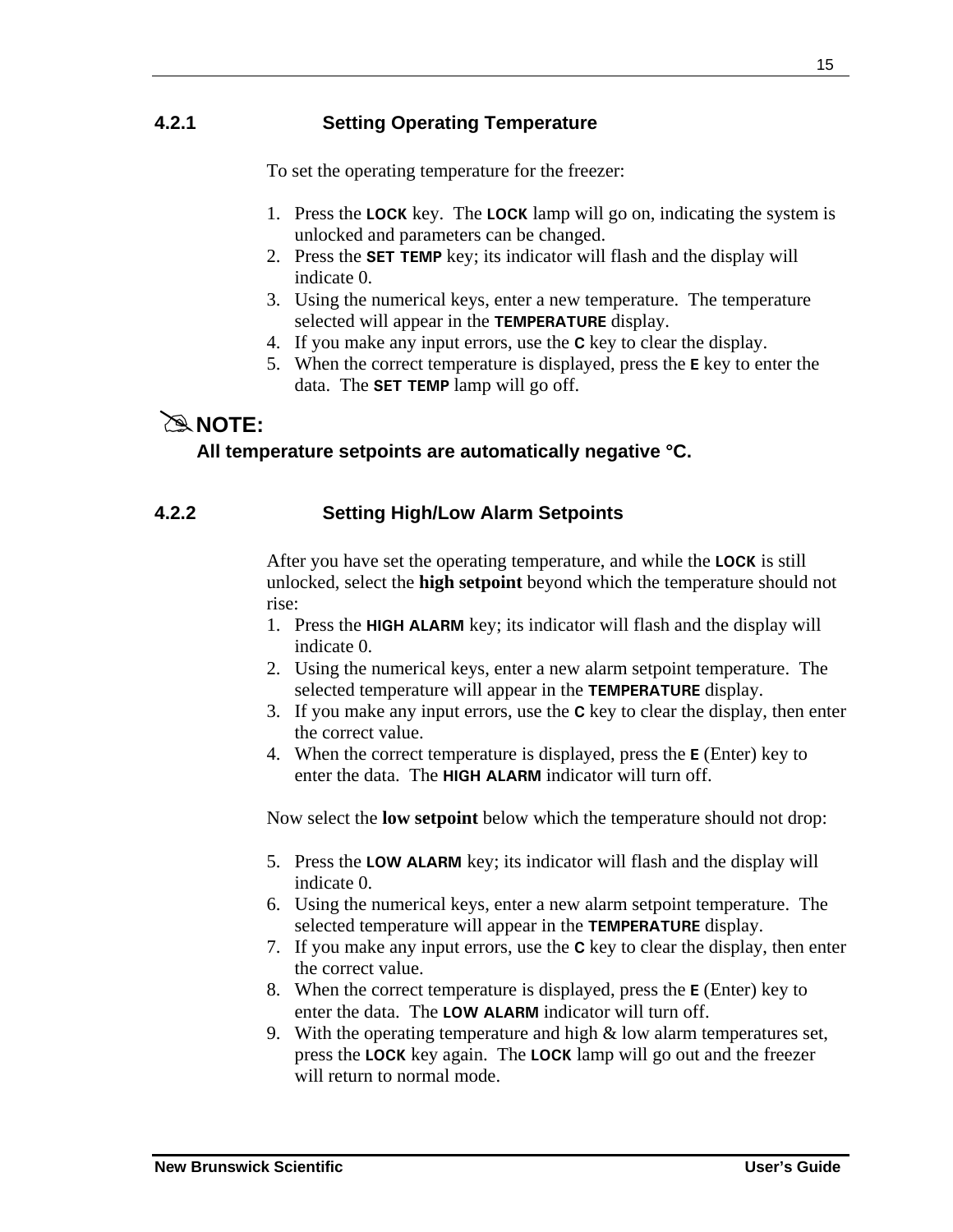### 4.2.1 Setting Operating Temperature

To set the operating temperature for the freezer:

1. Press the **LOCK** key. The **LOCK** lamp will go on, indicating the system is unlocked and parameters can be changed.
2. Press the **SET TEMP** key; its indicator will flash and the display will indicate 0.
3. Using the numerical keys, enter a new temperature. The temperature selected will appear in the **TEMPERATURE** display.
4. If you make any input errors, use the **C** key to clear the display.
5. When the correct temperature is displayed, press the **E** key to enter the data. The **SET TEMP** lamp will go off.

✍**NOTE:**

**All temperature setpoints are automatically negative °C.**

### 4.2.2 Setting High/Low Alarm Setpoints

After you have set the operating temperature, and while the **LOCK** is still unlocked, select the **high setpoint** beyond which the temperature should not rise:

1. Press the **HIGH ALARM** key; its indicator will flash and the display will indicate 0.
2. Using the numerical keys, enter a new alarm setpoint temperature. The selected temperature will appear in the **TEMPERATURE** display.
3. If you make any input errors, use the **C** key to clear the display, then enter the correct value.
4. When the correct temperature is displayed, press the **E** (Enter) key to enter the data. The **HIGH ALARM** indicator will turn off.

Now select the **low setpoint** below which the temperature should not drop:

5. Press the **LOW ALARM** key; its indicator will flash and the display will indicate 0.
6. Using the numerical keys, enter a new alarm setpoint temperature. The selected temperature will appear in the **TEMPERATURE** display.
7. If you make any input errors, use the **C** key to clear the display, then enter the correct value.
8. When the correct temperature is displayed, press the **E** (Enter) key to enter the data. The **LOW ALARM** indicator will turn off.
9. With the operating temperature and high & low alarm temperatures set, press the **LOCK** key again. The **LOCK** lamp will go out and the freezer will return to normal mode.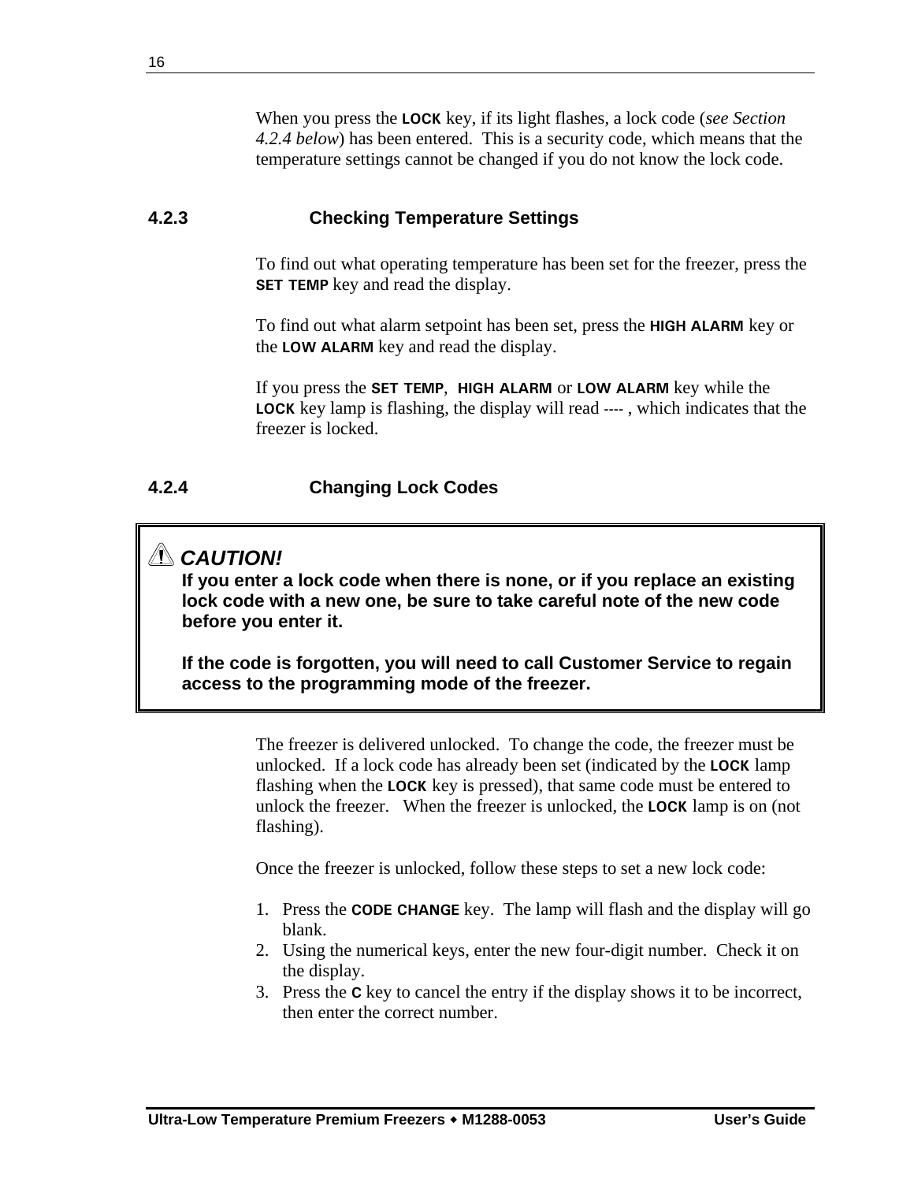When you press the **LOCK** key, if its light flashes, a lock code (*see Section 4.2.4 below*) has been entered. This is a security code, which means that the temperature settings cannot be changed if you do not know the lock code.

### 4.2.3 Checking Temperature Settings

To find out what operating temperature has been set for the freezer, press the **SET TEMP** key and read the display.

To find out what alarm setpoint has been set, press the **HIGH ALARM** key or the **LOW ALARM** key and read the display.

If you press the **SET TEMP**, **HIGH ALARM** or **LOW ALARM** key while the **LOCK** key lamp is flashing, the display will read ---- , which indicates that the freezer is locked.

### 4.2.4 Changing Lock Codes

> ⚠ ***CAUTION!***
>
> **If you enter a lock code when there is none, or if you replace an existing lock code with a new one, be sure to take careful note of the new code before you enter it.**
>
> **If the code is forgotten, you will need to call Customer Service to regain access to the programming mode of the freezer.**

The freezer is delivered unlocked. To change the code, the freezer must be unlocked. If a lock code has already been set (indicated by the **LOCK** lamp flashing when the **LOCK** key is pressed), that same code must be entered to unlock the freezer. When the freezer is unlocked, the **LOCK** lamp is on (not flashing).

Once the freezer is unlocked, follow these steps to set a new lock code:

1. Press the **CODE CHANGE** key. The lamp will flash and the display will go blank.
2. Using the numerical keys, enter the new four-digit number. Check it on the display.
3. Press the **C** key to cancel the entry if the display shows it to be incorrect, then enter the correct number.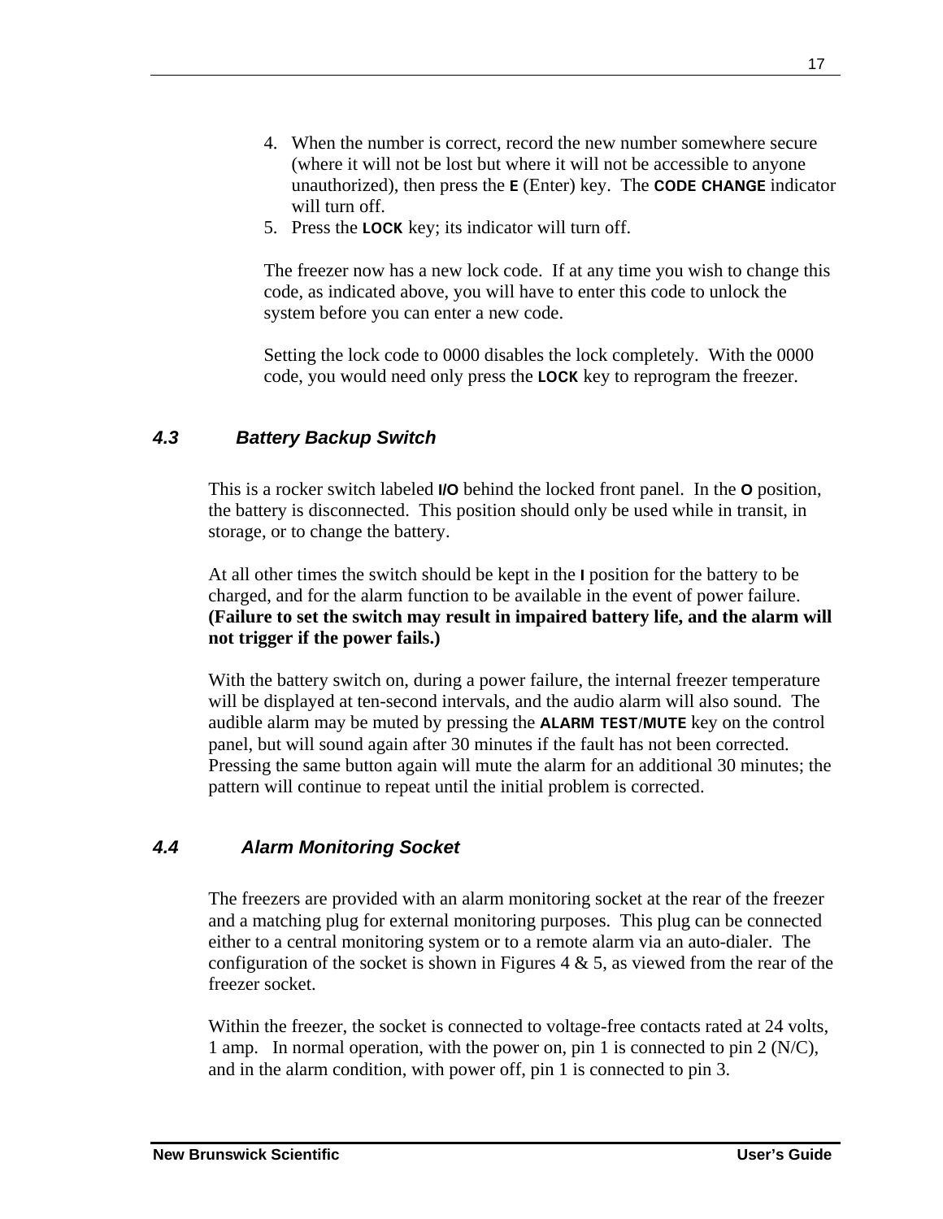4. When the number is correct, record the new number somewhere secure (where it will not be lost but where it will not be accessible to anyone unauthorized), then press the **E** (Enter) key. The **CODE CHANGE** indicator will turn off.
5. Press the **LOCK** key; its indicator will turn off.

The freezer now has a new lock code. If at any time you wish to change this code, as indicated above, you will have to enter this code to unlock the system before you can enter a new code.

Setting the lock code to 0000 disables the lock completely. With the 0000 code, you would need only press the **LOCK** key to reprogram the freezer.

### *4.3 Battery Backup Switch*

This is a rocker switch labeled **I/O** behind the locked front panel. In the **O** position, the battery is disconnected. This position should only be used while in transit, in storage, or to change the battery.

At all other times the switch should be kept in the **I** position for the battery to be charged, and for the alarm function to be available in the event of power failure. **(Failure to set the switch may result in impaired battery life, and the alarm will not trigger if the power fails.)**

With the battery switch on, during a power failure, the internal freezer temperature will be displayed at ten-second intervals, and the audio alarm will also sound. The audible alarm may be muted by pressing the **ALARM TEST/MUTE** key on the control panel, but will sound again after 30 minutes if the fault has not been corrected. Pressing the same button again will mute the alarm for an additional 30 minutes; the pattern will continue to repeat until the initial problem is corrected.

### *4.4 Alarm Monitoring Socket*

The freezers are provided with an alarm monitoring socket at the rear of the freezer and a matching plug for external monitoring purposes. This plug can be connected either to a central monitoring system or to a remote alarm via an auto-dialer. The configuration of the socket is shown in Figures 4 & 5, as viewed from the rear of the freezer socket.

Within the freezer, the socket is connected to voltage-free contacts rated at 24 volts, 1 amp. In normal operation, with the power on, pin 1 is connected to pin 2 (N/C), and in the alarm condition, with power off, pin 1 is connected to pin 3.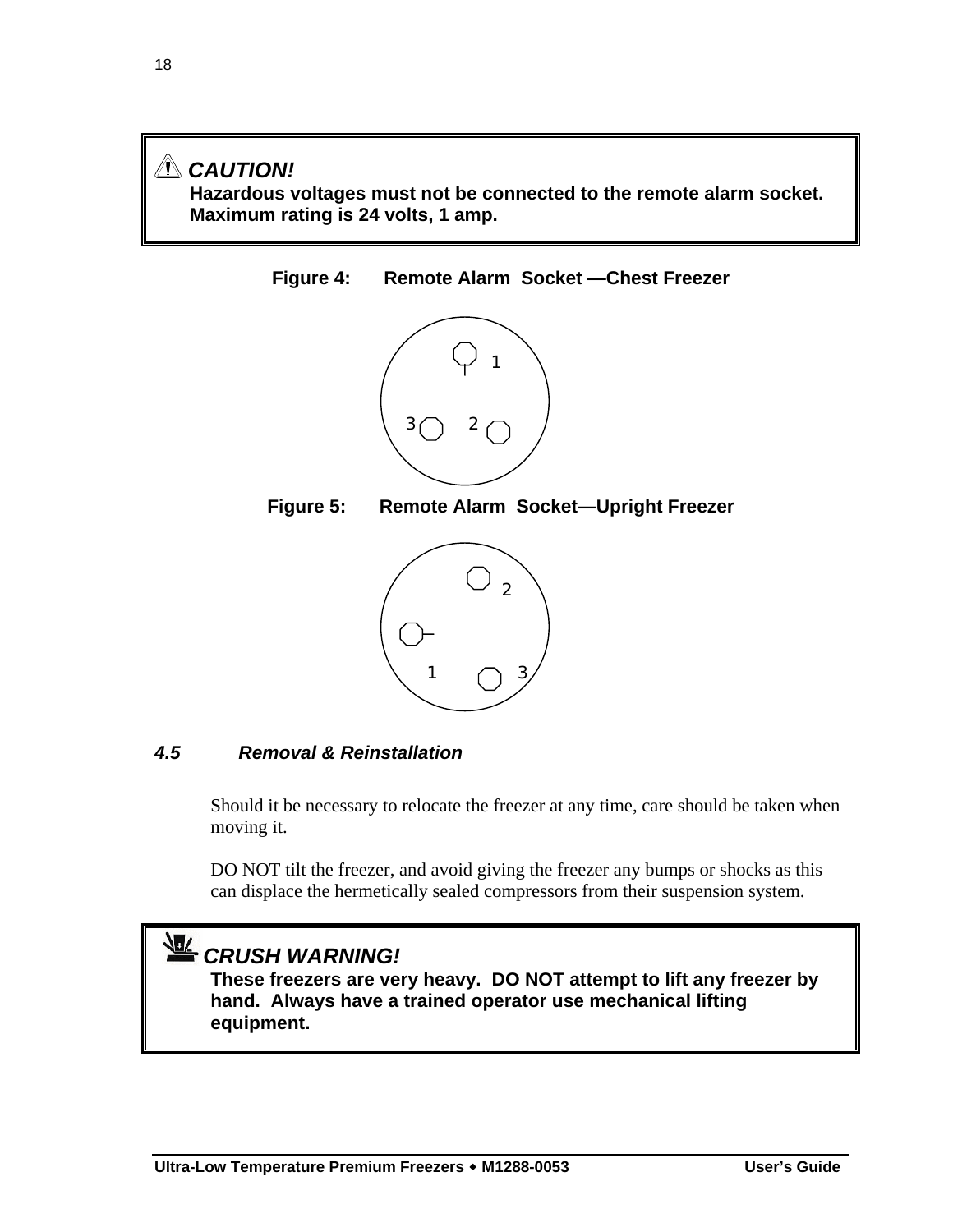> ⚠ **CAUTION!**
>
> **Hazardous voltages must not be connected to the remote alarm socket. Maximum rating is 24 volts, 1 amp.**

**Figure 4: Remote Alarm Socket —Chest Freezer**

1

3 2

**Figure 5: Remote Alarm Socket—Upright Freezer**

2

1 3

### *4.5 Removal & Reinstallation*

Should it be necessary to relocate the freezer at any time, care should be taken when moving it.

DO NOT tilt the freezer, and avoid giving the freezer any bumps or shocks as this can displace the hermetically sealed compressors from their suspension system.

> ***CRUSH WARNING!***
>
> **These freezers are very heavy. DO NOT attempt to lift any freezer by hand. Always have a trained operator use mechanical lifting equipment.**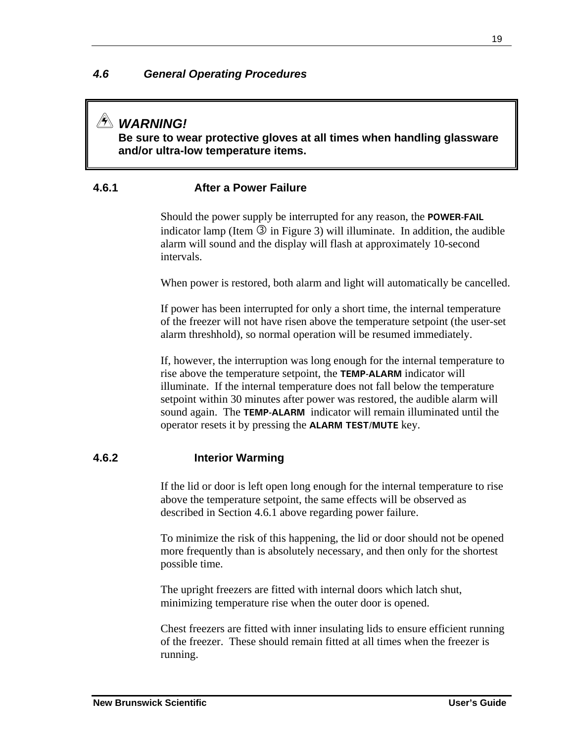### *4.6 General Operating Procedures*

> ⚠ ***WARNING!***
> **Be sure to wear protective gloves at all times when handling glassware and/or ultra-low temperature items.**

#### 4.6.1 After a Power Failure

Should the power supply be interrupted for any reason, the **POWER-FAIL** indicator lamp (Item ③ in Figure 3) will illuminate. In addition, the audible alarm will sound and the display will flash at approximately 10-second intervals.

When power is restored, both alarm and light will automatically be cancelled.

If power has been interrupted for only a short time, the internal temperature of the freezer will not have risen above the temperature setpoint (the user-set alarm threshhold), so normal operation will be resumed immediately.

If, however, the interruption was long enough for the internal temperature to rise above the temperature setpoint, the **TEMP-ALARM** indicator will illuminate. If the internal temperature does not fall below the temperature setpoint within 30 minutes after power was restored, the audible alarm will sound again. The **TEMP-ALARM** indicator will remain illuminated until the operator resets it by pressing the **ALARM TEST/MUTE** key.

#### 4.6.2 Interior Warming

If the lid or door is left open long enough for the internal temperature to rise above the temperature setpoint, the same effects will be observed as described in Section 4.6.1 above regarding power failure.

To minimize the risk of this happening, the lid or door should not be opened more frequently than is absolutely necessary, and then only for the shortest possible time.

The upright freezers are fitted with internal doors which latch shut, minimizing temperature rise when the outer door is opened.

Chest freezers are fitted with inner insulating lids to ensure efficient running of the freezer. These should remain fitted at all times when the freezer is running.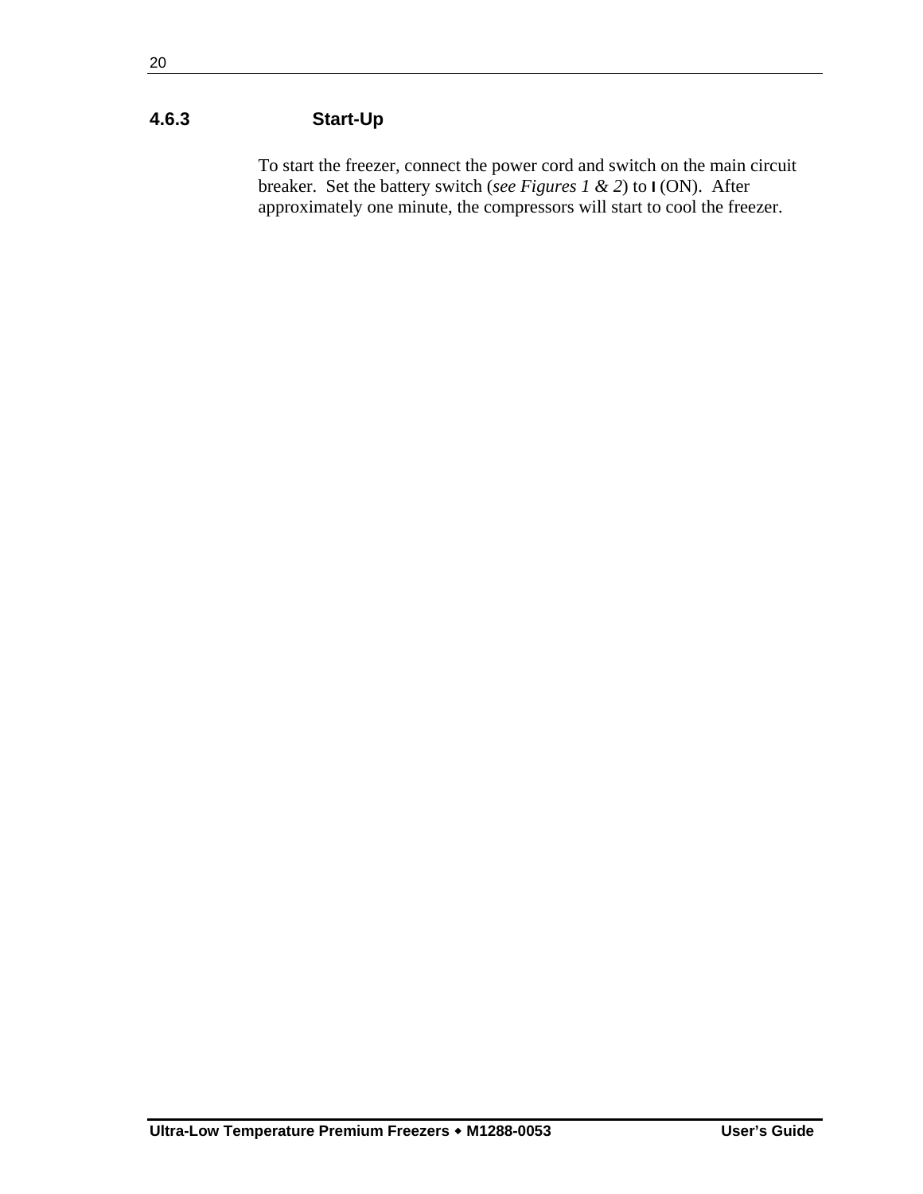### 4.6.3 Start-Up

To start the freezer, connect the power cord and switch on the main circuit breaker. Set the battery switch (*see Figures 1 & 2*) to I (ON). After approximately one minute, the compressors will start to cool the freezer.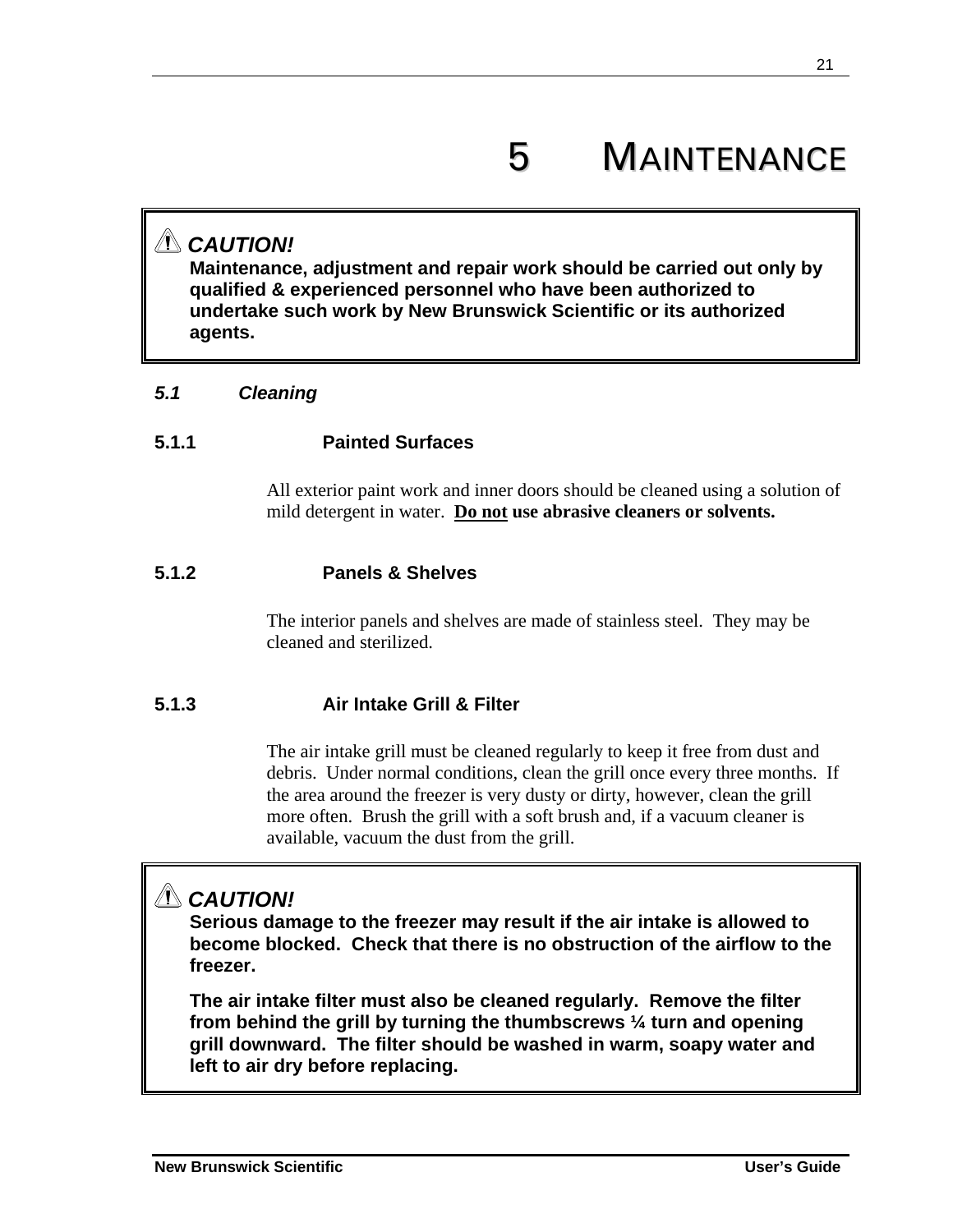# 5 MAINTENANCE

> ⚠ **CAUTION!**
> **Maintenance, adjustment and repair work should be carried out only by qualified & experienced personnel who have been authorized to undertake such work by New Brunswick Scientific or its authorized agents.**

## *5.1 Cleaning*

### 5.1.1 Painted Surfaces

All exterior paint work and inner doors should be cleaned using a solution of mild detergent in water. **Do not use abrasive cleaners or solvents.**

### 5.1.2 Panels & Shelves

The interior panels and shelves are made of stainless steel. They may be cleaned and sterilized.

### 5.1.3 Air Intake Grill & Filter

The air intake grill must be cleaned regularly to keep it free from dust and debris. Under normal conditions, clean the grill once every three months. If the area around the freezer is very dusty or dirty, however, clean the grill more often. Brush the grill with a soft brush and, if a vacuum cleaner is available, vacuum the dust from the grill.

> ⚠ **CAUTION!**
> **Serious damage to the freezer may result if the air intake is allowed to become blocked. Check that there is no obstruction of the airflow to the freezer.**
>
> **The air intake filter must also be cleaned regularly. Remove the filter from behind the grill by turning the thumbscrews ¼ turn and opening grill downward. The filter should be washed in warm, soapy water and left to air dry before replacing.**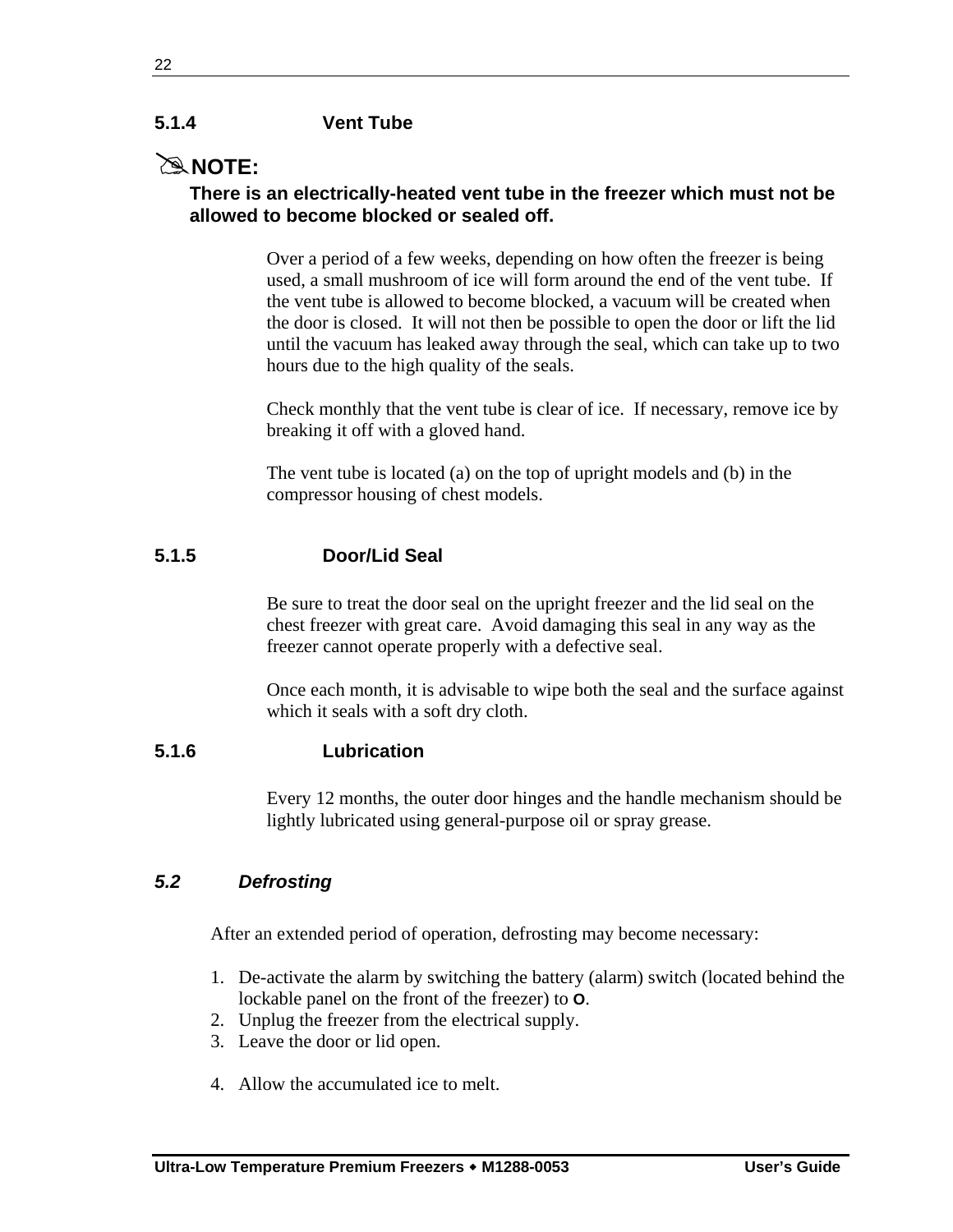### 5.1.4 Vent Tube

✎**NOTE:**

**There is an electrically-heated vent tube in the freezer which must not be allowed to become blocked or sealed off.**

Over a period of a few weeks, depending on how often the freezer is being used, a small mushroom of ice will form around the end of the vent tube. If the vent tube is allowed to become blocked, a vacuum will be created when the door is closed. It will not then be possible to open the door or lift the lid until the vacuum has leaked away through the seal, which can take up to two hours due to the high quality of the seals.

Check monthly that the vent tube is clear of ice. If necessary, remove ice by breaking it off with a gloved hand.

The vent tube is located (a) on the top of upright models and (b) in the compressor housing of chest models.

### 5.1.5 Door/Lid Seal

Be sure to treat the door seal on the upright freezer and the lid seal on the chest freezer with great care. Avoid damaging this seal in any way as the freezer cannot operate properly with a defective seal.

Once each month, it is advisable to wipe both the seal and the surface against which it seals with a soft dry cloth.

### 5.1.6 Lubrication

Every 12 months, the outer door hinges and the handle mechanism should be lightly lubricated using general-purpose oil or spray grease.

## *5.2 Defrosting*

After an extended period of operation, defrosting may become necessary:

1. De-activate the alarm by switching the battery (alarm) switch (located behind the lockable panel on the front of the freezer) to **O**.
2. Unplug the freezer from the electrical supply.
3. Leave the door or lid open.
4. Allow the accumulated ice to melt.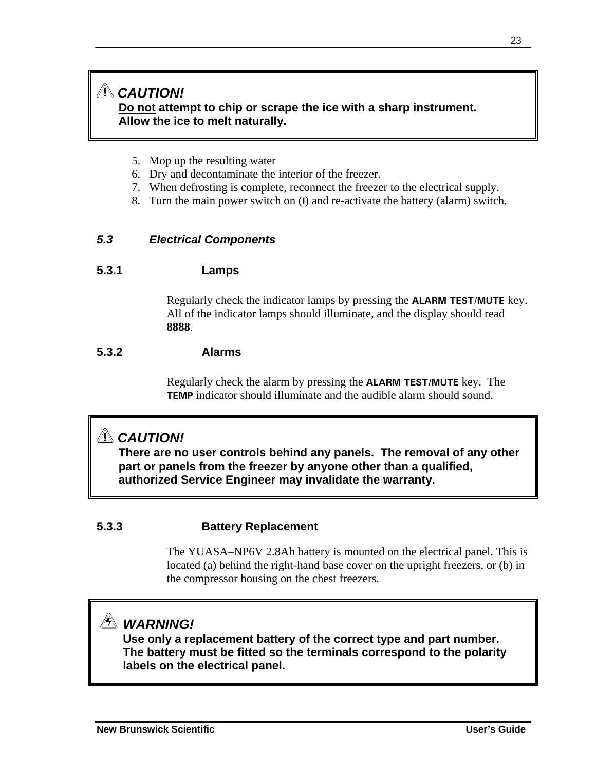> ⚠ **CAUTION!**
> **<u>Do not</u> attempt to chip or scrape the ice with a sharp instrument. Allow the ice to melt naturally.**

5. Mop up the resulting water
6. Dry and decontaminate the interior of the freezer.
7. When defrosting is complete, reconnect the freezer to the electrical supply.
8. Turn the main power switch on (**I**) and re-activate the battery (alarm) switch.

## *5.3 Electrical Components*

### 5.3.1 Lamps

Regularly check the indicator lamps by pressing the **ALARM TEST/MUTE** key. All of the indicator lamps should illuminate, and the display should read **8888**.

### 5.3.2 Alarms

Regularly check the alarm by pressing the **ALARM TEST/MUTE** key. The **TEMP** indicator should illuminate and the audible alarm should sound.

> ⚠ **CAUTION!**
> **There are no user controls behind any panels. The removal of any other part or panels from the freezer by anyone other than a qualified, authorized Service Engineer may invalidate the warranty.**

### 5.3.3 Battery Replacement

The YUASA–NP6V 2.8Ah battery is mounted on the electrical panel. This is located (a) behind the right-hand base cover on the upright freezers, or (b) in the compressor housing on the chest freezers.

> ⚠ **WARNING!**
> **Use only a replacement battery of the correct type and part number. The battery must be fitted so the terminals correspond to the polarity labels on the electrical panel.**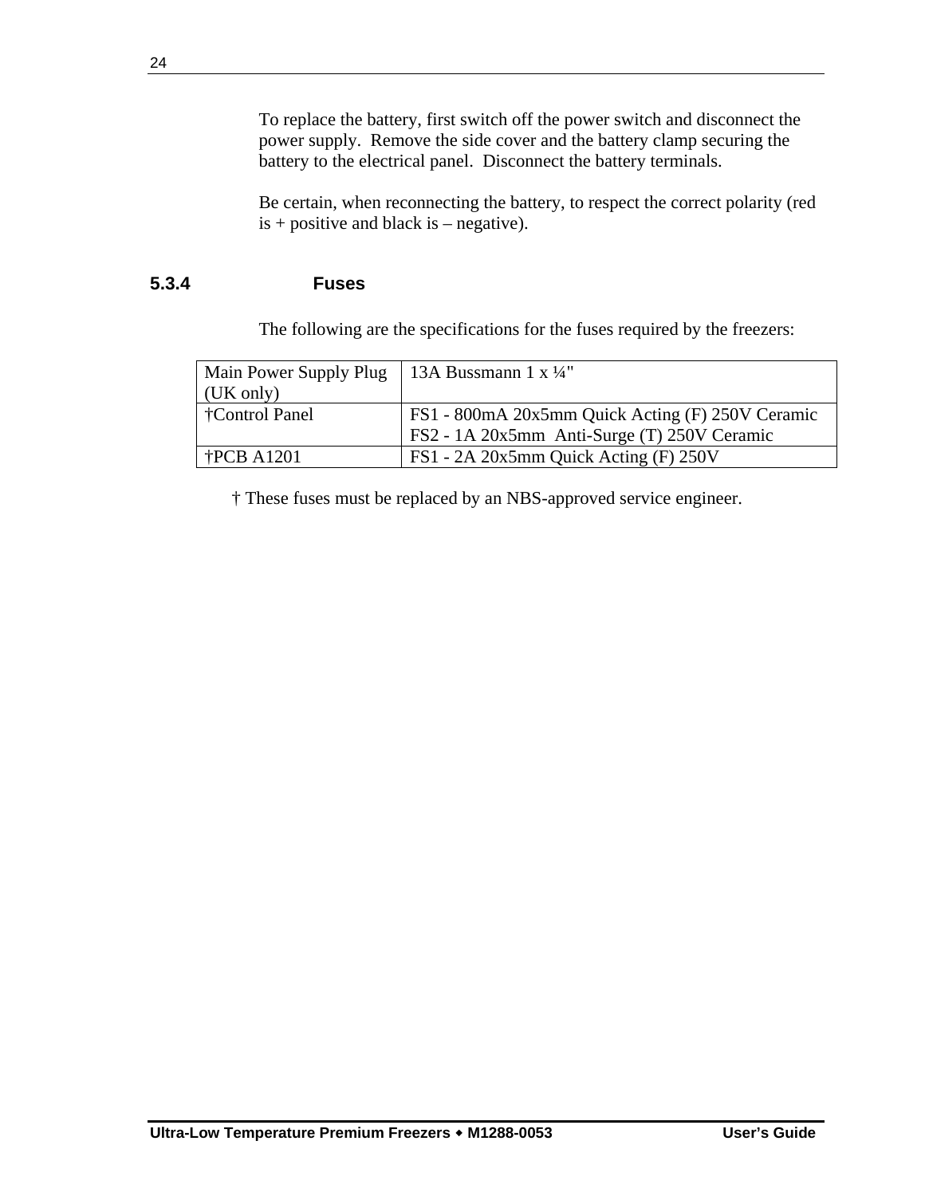To replace the battery, first switch off the power switch and disconnect the power supply. Remove the side cover and the battery clamp securing the battery to the electrical panel. Disconnect the battery terminals.

Be certain, when reconnecting the battery, to respect the correct polarity (red is + positive and black is – negative).

### 5.3.4 Fuses

The following are the specifications for the fuses required by the freezers:

| Main Power Supply Plug (UK only) | 13A Bussmann 1 x ¼" |
|---|---|
| †Control Panel | FS1 - 800mA 20x5mm Quick Acting (F) 250V Ceramic<br>FS2 - 1A 20x5mm Anti-Surge (T) 250V Ceramic |
| †PCB A1201 | FS1 - 2A 20x5mm Quick Acting (F) 250V |

† These fuses must be replaced by an NBS-approved service engineer.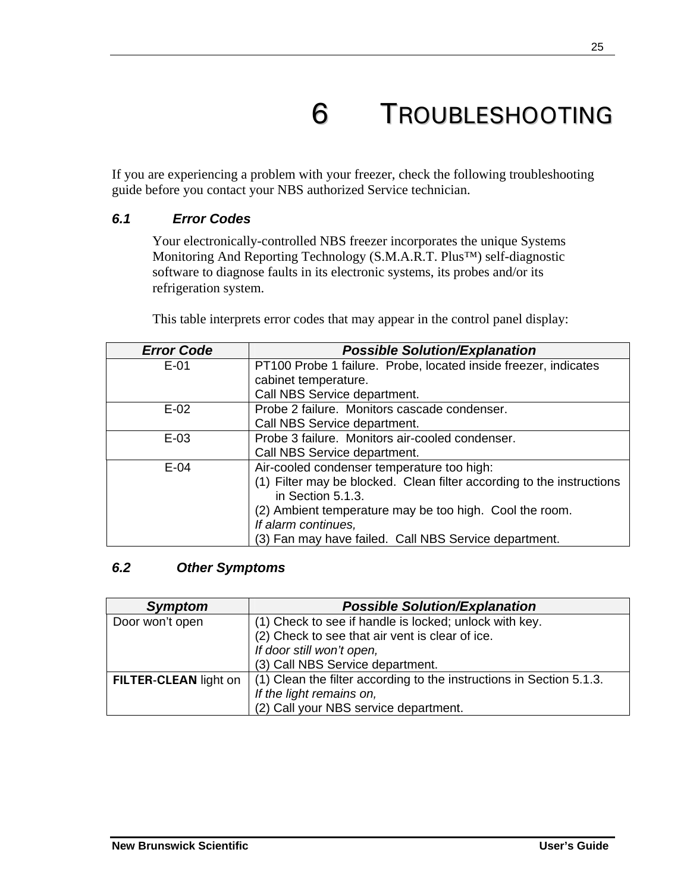# 6 TROUBLESHOOTING

If you are experiencing a problem with your freezer, check the following troubleshooting guide before you contact your NBS authorized Service technician.

## *6.1 Error Codes*

Your electronically-controlled NBS freezer incorporates the unique Systems Monitoring And Reporting Technology (S.M.A.R.T. Plus™) self-diagnostic software to diagnose faults in its electronic systems, its probes and/or its refrigeration system.

This table interprets error codes that may appear in the control panel display:

| *Error Code* | *Possible Solution/Explanation* |
|---|---|
| E-01 | PT100 Probe 1 failure. Probe, located inside freezer, indicates cabinet temperature.<br>Call NBS Service department. |
| E-02 | Probe 2 failure. Monitors cascade condenser.<br>Call NBS Service department. |
| E-03 | Probe 3 failure. Monitors air-cooled condenser.<br>Call NBS Service department. |
| E-04 | Air-cooled condenser temperature too high:<br>(1) Filter may be blocked. Clean filter according to the instructions in Section 5.1.3.<br>(2) Ambient temperature may be too high. Cool the room.<br>*If alarm continues,*<br>(3) Fan may have failed. Call NBS Service department. |

## *6.2 Other Symptoms*

| *Symptom* | *Possible Solution/Explanation* |
|---|---|
| Door won't open | (1) Check to see if handle is locked; unlock with key.<br>(2) Check to see that air vent is clear of ice.<br>*If door still won't open,*<br>(3) Call NBS Service department. |
| **FILTER-CLEAN** light on | (1) Clean the filter according to the instructions in Section 5.1.3.<br>*If the light remains on,*<br>(2) Call your NBS service department. |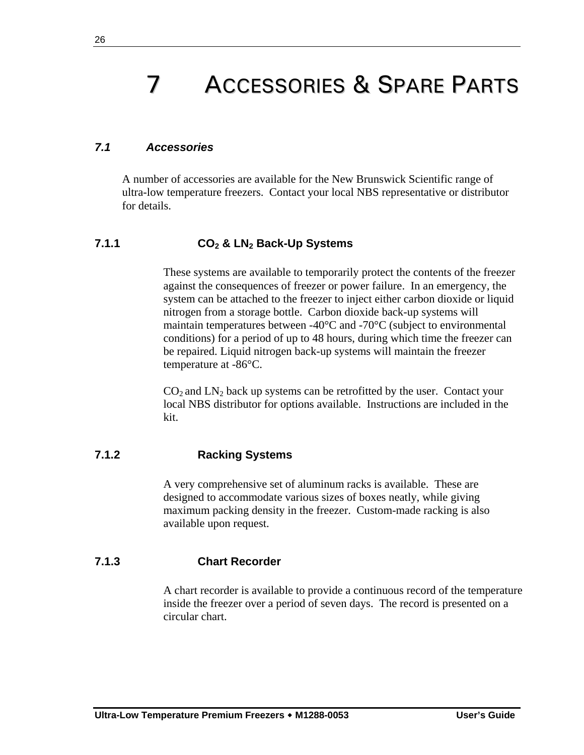# 7 ACCESSORIES & SPARE PARTS

## *7.1 Accessories*

A number of accessories are available for the New Brunswick Scientific range of ultra-low temperature freezers. Contact your local NBS representative or distributor for details.

### 7.1.1 $CO_2$ & $LN_2$ Back-Up Systems

These systems are available to temporarily protect the contents of the freezer against the consequences of freezer or power failure. In an emergency, the system can be attached to the freezer to inject either carbon dioxide or liquid nitrogen from a storage bottle. Carbon dioxide back-up systems will maintain temperatures between -40°C and -70°C (subject to environmental conditions) for a period of up to 48 hours, during which time the freezer can be repaired. Liquid nitrogen back-up systems will maintain the freezer temperature at -86°C.

$CO_2$ and $LN_2$ back up systems can be retrofitted by the user. Contact your local NBS distributor for options available. Instructions are included in the kit.

### 7.1.2 Racking Systems

A very comprehensive set of aluminum racks is available. These are designed to accommodate various sizes of boxes neatly, while giving maximum packing density in the freezer. Custom-made racking is also available upon request.

### 7.1.3 Chart Recorder

A chart recorder is available to provide a continuous record of the temperature inside the freezer over a period of seven days. The record is presented on a circular chart.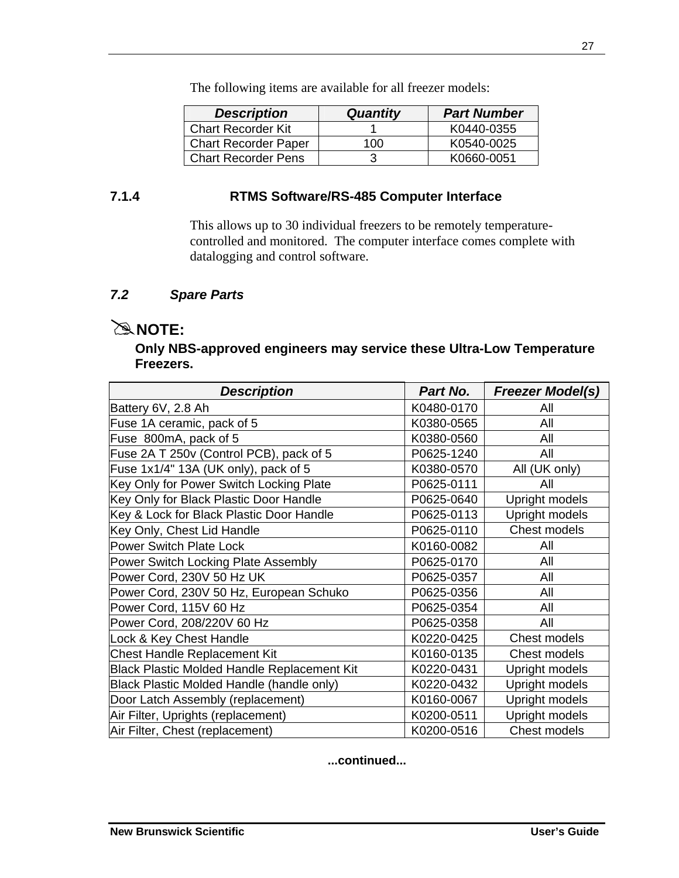The following items are available for all freezer models:

| Description | Quantity | Part Number |
|---|---|---|
| Chart Recorder Kit | 1 | K0440-0355 |
| Chart Recorder Paper | 100 | K0540-0025 |
| Chart Recorder Pens | 3 | K0660-0051 |

### 7.1.4 RTMS Software/RS-485 Computer Interface

This allows up to 30 individual freezers to be remotely temperature-controlled and monitored. The computer interface comes complete with datalogging and control software.

## *7.2 Spare Parts*

✎**NOTE:**

**Only NBS-approved engineers may service these Ultra-Low Temperature Freezers.**

| Description | Part No. | Freezer Model(s) |
|---|---|---|
| Battery 6V, 2.8 Ah | K0480-0170 | All |
| Fuse 1A ceramic, pack of 5 | K0380-0565 | All |
| Fuse 800mA, pack of 5 | K0380-0560 | All |
| Fuse 2A T 250v (Control PCB), pack of 5 | P0625-1240 | All |
| Fuse 1x1/4" 13A (UK only), pack of 5 | K0380-0570 | All (UK only) |
| Key Only for Power Switch Locking Plate | P0625-0111 | All |
| Key Only for Black Plastic Door Handle | P0625-0640 | Upright models |
| Key & Lock for Black Plastic Door Handle | P0625-0113 | Upright models |
| Key Only, Chest Lid Handle | P0625-0110 | Chest models |
| Power Switch Plate Lock | K0160-0082 | All |
| Power Switch Locking Plate Assembly | P0625-0170 | All |
| Power Cord, 230V 50 Hz UK | P0625-0357 | All |
| Power Cord, 230V 50 Hz, European Schuko | P0625-0356 | All |
| Power Cord, 115V 60 Hz | P0625-0354 | All |
| Power Cord, 208/220V 60 Hz | P0625-0358 | All |
| Lock & Key Chest Handle | K0220-0425 | Chest models |
| Chest Handle Replacement Kit | K0160-0135 | Chest models |
| Black Plastic Molded Handle Replacement Kit | K0220-0431 | Upright models |
| Black Plastic Molded Handle (handle only) | K0220-0432 | Upright models |
| Door Latch Assembly (replacement) | K0160-0067 | Upright models |
| Air Filter, Uprights (replacement) | K0200-0511 | Upright models |
| Air Filter, Chest (replacement) | K0200-0516 | Chest models |

**...continued...**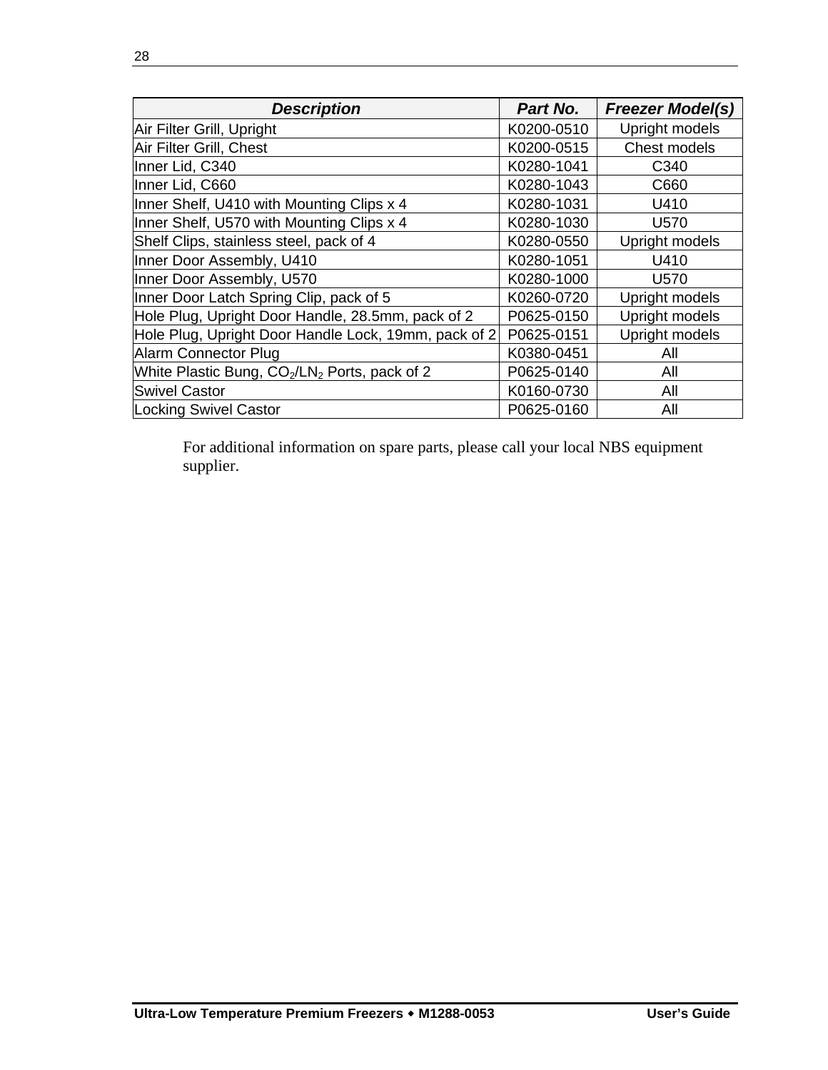| ***Description*** | ***Part No.*** | ***Freezer Model(s)*** |
|---|---|---|
| Air Filter Grill, Upright | K0200-0510 | Upright models |
| Air Filter Grill, Chest | K0200-0515 | Chest models |
| Inner Lid, C340 | K0280-1041 | C340 |
| Inner Lid, C660 | K0280-1043 | C660 |
| Inner Shelf, U410 with Mounting Clips x 4 | K0280-1031 | U410 |
| Inner Shelf, U570 with Mounting Clips x 4 | K0280-1030 | U570 |
| Shelf Clips, stainless steel, pack of 4 | K0280-0550 | Upright models |
| Inner Door Assembly, U410 | K0280-1051 | U410 |
| Inner Door Assembly, U570 | K0280-1000 | U570 |
| Inner Door Latch Spring Clip, pack of 5 | K0260-0720 | Upright models |
| Hole Plug, Upright Door Handle, 28.5mm, pack of 2 | P0625-0150 | Upright models |
| Hole Plug, Upright Door Handle Lock, 19mm, pack of 2 | P0625-0151 | Upright models |
| Alarm Connector Plug | K0380-0451 | All |
| White Plastic Bung, $CO_2$/$LN_2$ Ports, pack of 2 | P0625-0140 | All |
| Swivel Castor | K0160-0730 | All |
| Locking Swivel Castor | P0625-0160 | All |

For additional information on spare parts, please call your local NBS equipment supplier.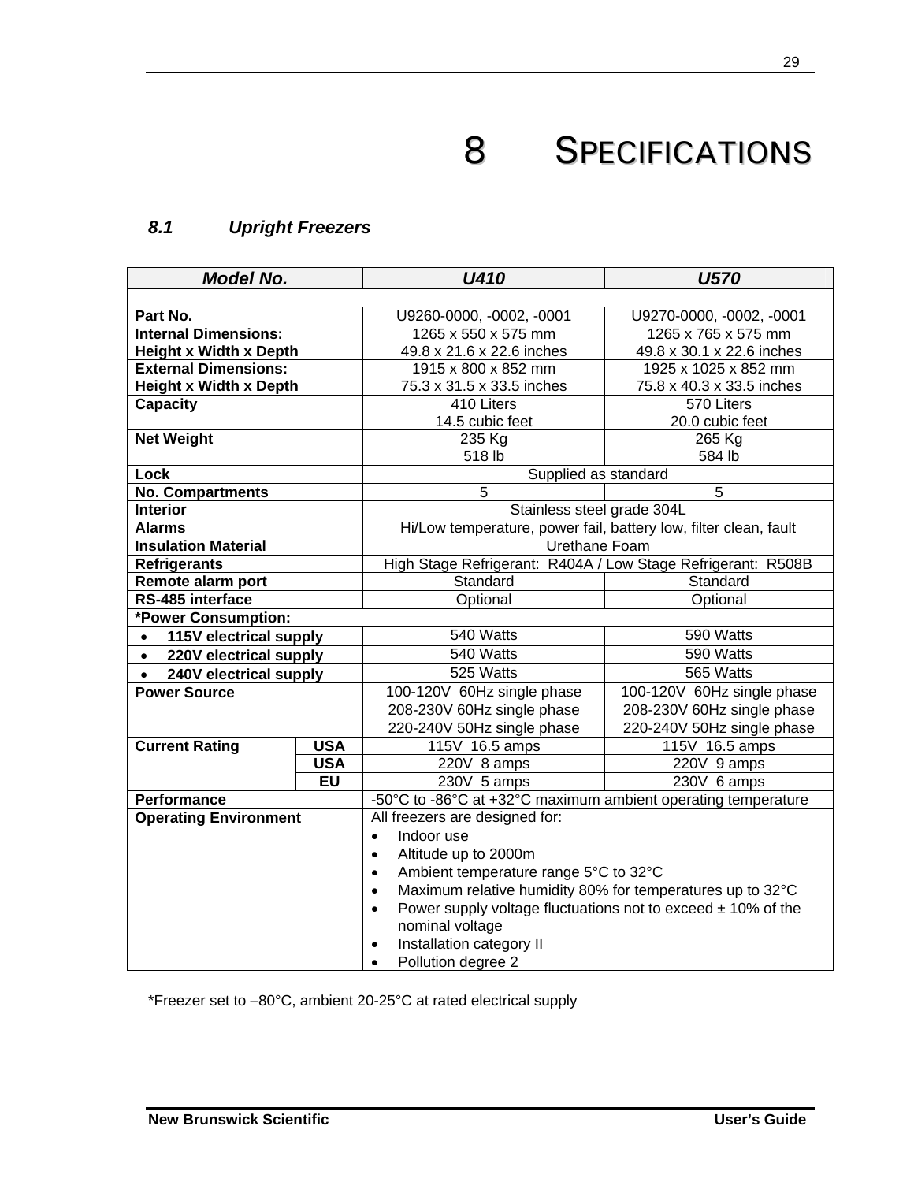# 8 SPECIFICATIONS

## *8.1 Upright Freezers*

| ***Model No.*** | | ***U410*** | ***U570*** |
|---|---|---|---|
| | | | |
| **Part No.** | | U9260-0000, -0002, -0001 | U9270-0000, -0002, -0001 |
| **Internal Dimensions: Height x Width x Depth** | | 1265 x 550 x 575 mm<br>49.8 x 21.6 x 22.6 inches | 1265 x 765 x 575 mm<br>49.8 x 30.1 x 22.6 inches |
| **External Dimensions: Height x Width x Depth** | | 1915 x 800 x 852 mm<br>75.3 x 31.5 x 33.5 inches | 1925 x 1025 x 852 mm<br>75.8 x 40.3 x 33.5 inches |
| **Capacity** | | 410 Liters<br>14.5 cubic feet | 570 Liters<br>20.0 cubic feet |
| **Net Weight** | | 235 Kg<br>518 lb | 265 Kg<br>584 lb |
| **Lock** | | Supplied as standard | |
| **No. Compartments** | | 5 | 5 |
| **Interior** | | Stainless steel grade 304L | |
| **Alarms** | | Hi/Low temperature, power fail, battery low, filter clean, fault | |
| **Insulation Material** | | Urethane Foam | |
| **Refrigerants** | | High Stage Refrigerant: R404A / Low Stage Refrigerant: R508B | |
| **Remote alarm port** | | Standard | Standard |
| **RS-485 interface** | | Optional | Optional |
| **\*Power Consumption:** | | | |
| • **115V electrical supply** | | 540 Watts | 590 Watts |
| • **220V electrical supply** | | 540 Watts | 590 Watts |
| • **240V electrical supply** | | 525 Watts | 565 Watts |
| **Power Source** | | 100-120V 60Hz single phase | 100-120V 60Hz single phase |
| | | 208-230V 60Hz single phase | 208-230V 60Hz single phase |
| | | 220-240V 50Hz single phase | 220-240V 50Hz single phase |
| **Current Rating** | **USA** | 115V 16.5 amps | 115V 16.5 amps |
| | **USA** | 220V 8 amps | 220V 9 amps |
| | **EU** | 230V 5 amps | 230V 6 amps |
| **Performance** | | -50°C to -86°C at +32°C maximum ambient operating temperature | |
| **Operating Environment** | | All freezers are designed for:<br>• Indoor use<br>• Altitude up to 2000m<br>• Ambient temperature range 5°C to 32°C<br>• Maximum relative humidity 80% for temperatures up to 32°C<br>• Power supply voltage fluctuations not to exceed ± 10% of the nominal voltage<br>• Installation category II<br>• Pollution degree 2 | |

*Freezer set to –80°C, ambient 20-25°C at rated electrical supply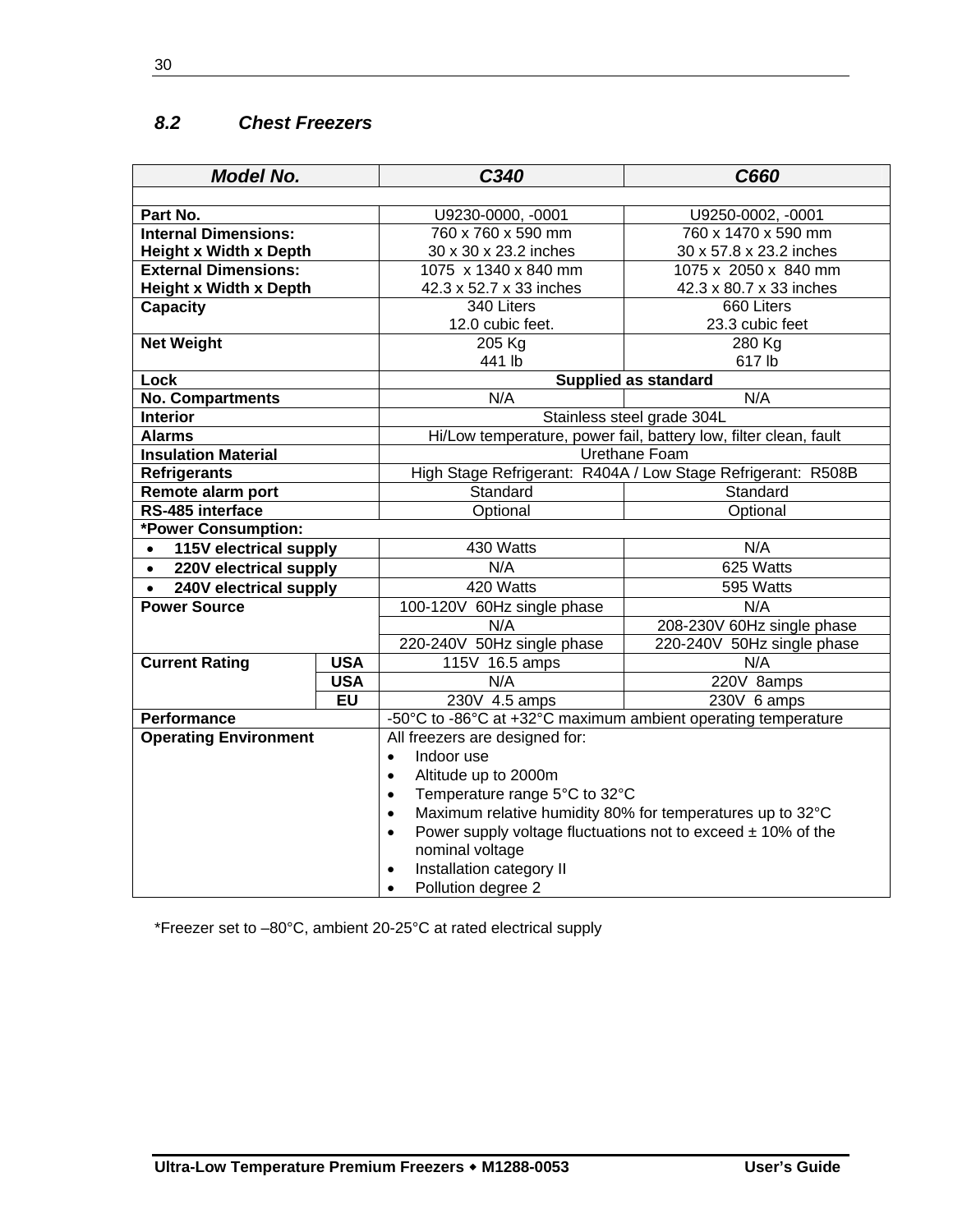### 8.2 Chest Freezers

| **Model No.** | | **C340** | **C660** |
|---|---|---|---|
| | | | |
| **Part No.** | | U9230-0000, -0001 | U9250-0002, -0001 |
| **Internal Dimensions: Height x Width x Depth** | | 760 x 760 x 590 mm<br>30 x 30 x 23.2 inches | 760 x 1470 x 590 mm<br>30 x 57.8 x 23.2 inches |
| **External Dimensions: Height x Width x Depth** | | 1075 x 1340 x 840 mm<br>42.3 x 52.7 x 33 inches | 1075 x 2050 x 840 mm<br>42.3 x 80.7 x 33 inches |
| **Capacity** | | 340 Liters<br>12.0 cubic feet. | 660 Liters<br>23.3 cubic feet |
| **Net Weight** | | 205 Kg<br>441 lb | 280 Kg<br>617 lb |
| **Lock** | | **Supplied as standard** | |
| **No. Compartments** | | N/A | N/A |
| **Interior** | | Stainless steel grade 304L | |
| **Alarms** | | Hi/Low temperature, power fail, battery low, filter clean, fault | |
| **Insulation Material** | | Urethane Foam | |
| **Refrigerants** | | High Stage Refrigerant: R404A / Low Stage Refrigerant: R508B | |
| **Remote alarm port** | | Standard | Standard |
| **RS-485 interface** | | Optional | Optional |
| **\*Power Consumption:** | | | |
| • **115V electrical supply** | | 430 Watts | N/A |
| • **220V electrical supply** | | N/A | 625 Watts |
| • **240V electrical supply** | | 420 Watts | 595 Watts |
| **Power Source** | | 100-120V 60Hz single phase | N/A |
| | | N/A | 208-230V 60Hz single phase |
| | | 220-240V 50Hz single phase | 220-240V 50Hz single phase |
| **Current Rating** | **USA** | 115V 16.5 amps | N/A |
| | **USA** | N/A | 220V 8amps |
| | **EU** | 230V 4.5 amps | 230V 6 amps |
| **Performance** | | -50°C to -86°C at +32°C maximum ambient operating temperature | |
| **Operating Environment** | | All freezers are designed for:<br>• Indoor use<br>• Altitude up to 2000m<br>• Temperature range 5°C to 32°C<br>• Maximum relative humidity 80% for temperatures up to 32°C<br>• Power supply voltage fluctuations not to exceed ± 10% of the nominal voltage<br>• Installation category II<br>• Pollution degree 2 | |

\*Freezer set to –80°C, ambient 20-25°C at rated electrical supply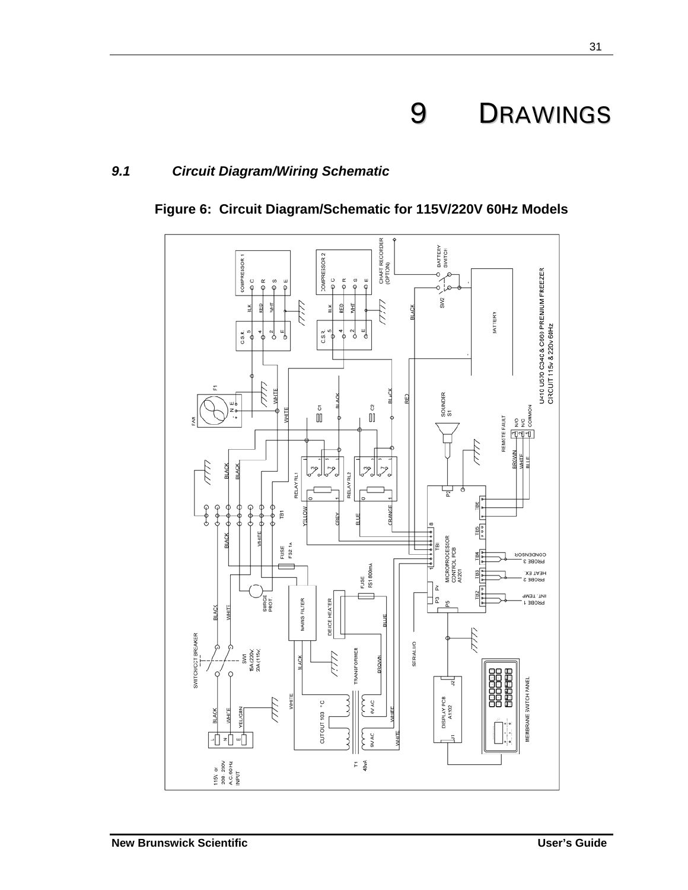# 9 DRAWINGS

## 9.1 Circuit Diagram/Wiring Schematic

**Figure 6: Circuit Diagram/Schematic for 115V/220V 60Hz Models**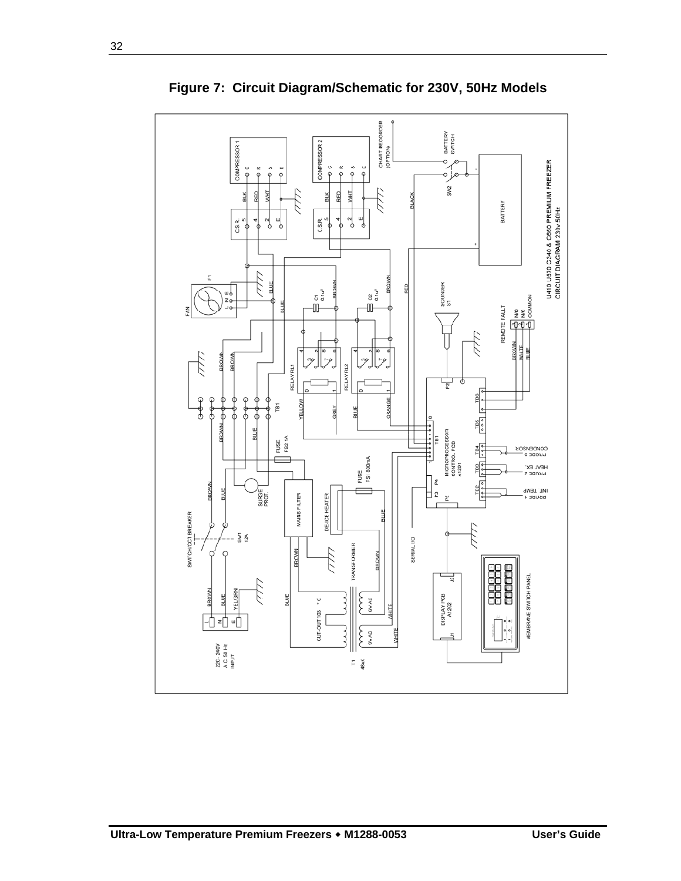**Figure 7: Circuit Diagram/Schematic for 230V, 50Hz Models**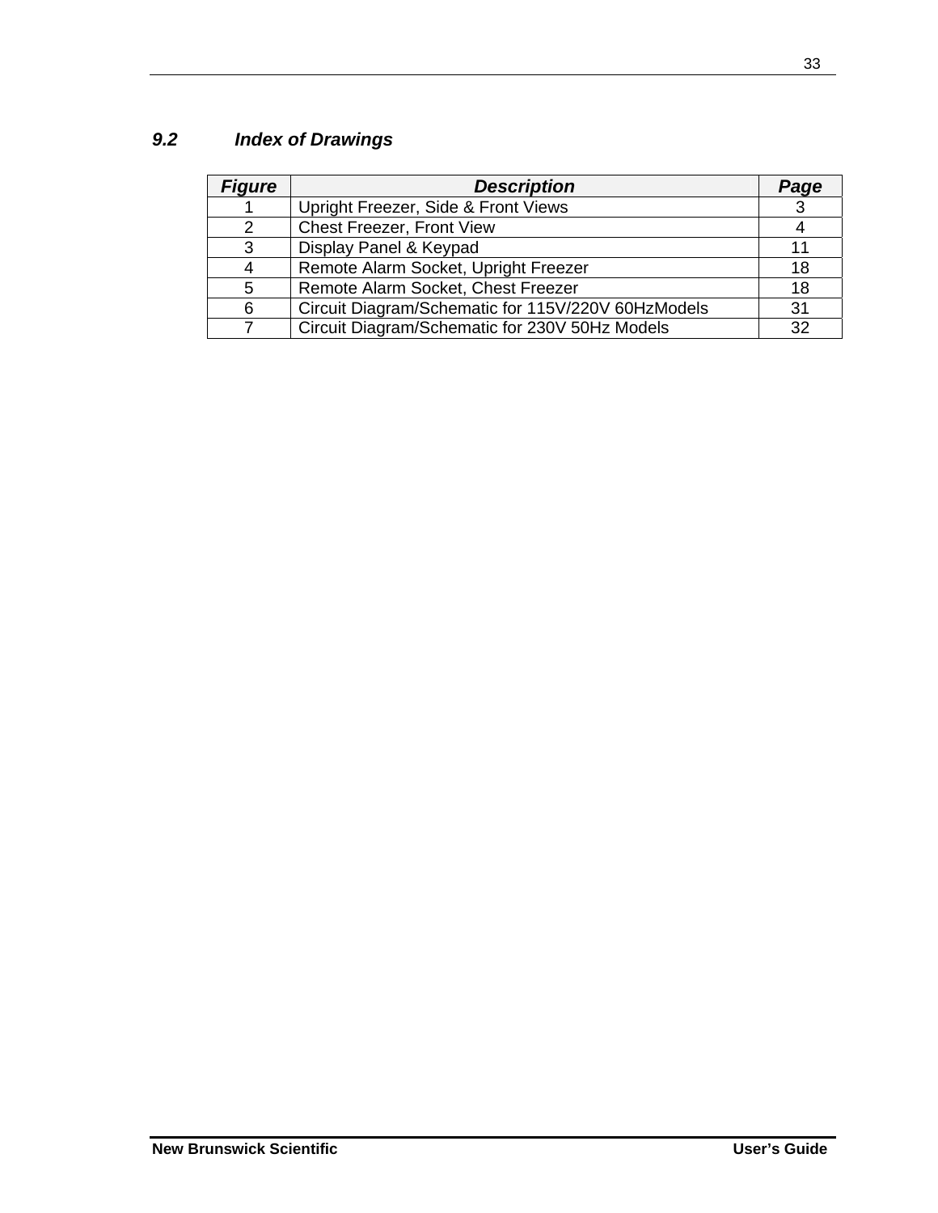### *9.2 Index of Drawings*

| Figure | Description | Page |
|---|---|---|
| 1 | Upright Freezer, Side & Front Views | 3 |
| 2 | Chest Freezer, Front View | 4 |
| 3 | Display Panel & Keypad | 11 |
| 4 | Remote Alarm Socket, Upright Freezer | 18 |
| 5 | Remote Alarm Socket, Chest Freezer | 18 |
| 6 | Circuit Diagram/Schematic for 115V/220V 60HzModels | 31 |
| 7 | Circuit Diagram/Schematic for 230V 50Hz Models | 32 |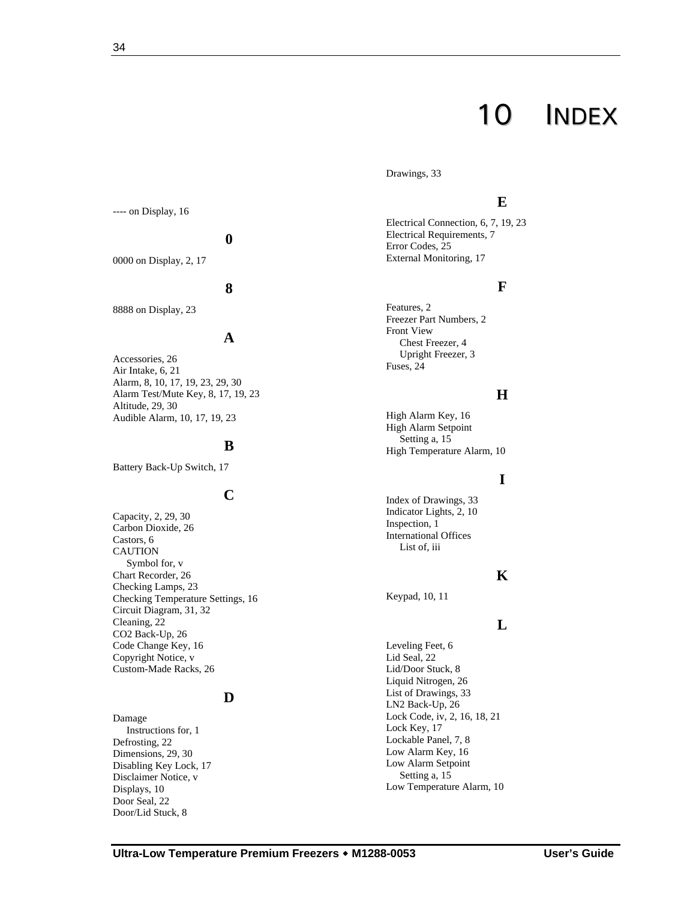# 10 INDEX

---- on Display, 16

**0**

0000 on Display, 2, 17

**8**

8888 on Display, 23

**A**

Accessories, 26
Air Intake, 6, 21
Alarm, 8, 10, 17, 19, 23, 29, 30
Alarm Test/Mute Key, 8, 17, 19, 23
Altitude, 29, 30
Audible Alarm, 10, 17, 19, 23

**B**

Battery Back-Up Switch, 17

**C**

Capacity, 2, 29, 30
Carbon Dioxide, 26
Castors, 6
CAUTION
  Symbol for, v
Chart Recorder, 26
Checking Lamps, 23
Checking Temperature Settings, 16
Circuit Diagram, 31, 32
Cleaning, 22
CO2 Back-Up, 26
Code Change Key, 16
Copyright Notice, v
Custom-Made Racks, 26

**D**

Damage
  Instructions for, 1
Defrosting, 22
Dimensions, 29, 30
Disabling Key Lock, 17
Disclaimer Notice, v
Displays, 10
Door Seal, 22
Door/Lid Stuck, 8
Drawings, 33

**E**

Electrical Connection, 6, 7, 19, 23
Electrical Requirements, 7
Error Codes, 25
External Monitoring, 17

**F**

Features, 2
Freezer Part Numbers, 2
Front View
  Chest Freezer, 4
  Upright Freezer, 3
Fuses, 24

**H**

High Alarm Key, 16
High Alarm Setpoint
  Setting a, 15
High Temperature Alarm, 10

**I**

Index of Drawings, 33
Indicator Lights, 2, 10
Inspection, 1
International Offices
  List of, iii

**K**

Keypad, 10, 11

**L**

Leveling Feet, 6
Lid Seal, 22
Lid/Door Stuck, 8
Liquid Nitrogen, 26
List of Drawings, 33
LN2 Back-Up, 26
Lock Code, iv, 2, 16, 18, 21
Lock Key, 17
Lockable Panel, 7, 8
Low Alarm Key, 16
Low Alarm Setpoint
  Setting a, 15
Low Temperature Alarm, 10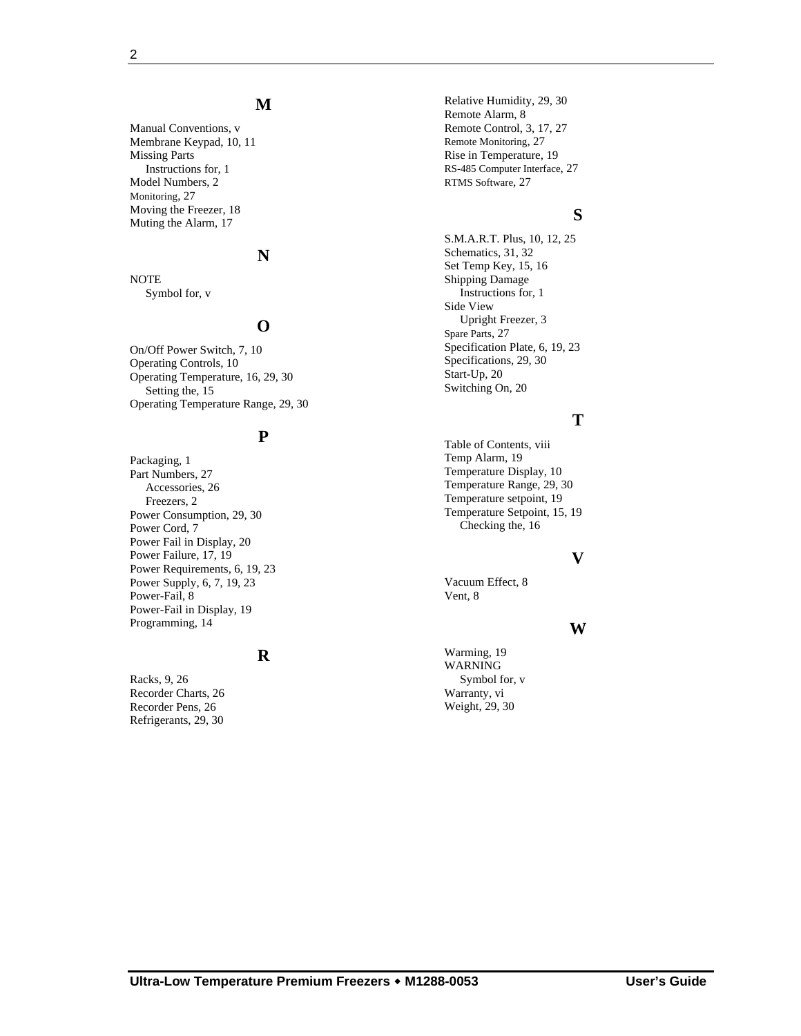## M

Manual Conventions, v
Membrane Keypad, 10, 11
Missing Parts
  Instructions for, 1
Model Numbers, 2
Monitoring, 27
Moving the Freezer, 18
Muting the Alarm, 17

## N

NOTE
  Symbol for, v

## O

On/Off Power Switch, 7, 10
Operating Controls, 10
Operating Temperature, 16, 29, 30
  Setting the, 15
Operating Temperature Range, 29, 30

## P

Packaging, 1
Part Numbers, 27
  Accessories, 26
  Freezers, 2
Power Consumption, 29, 30
Power Cord, 7
Power Fail in Display, 20
Power Failure, 17, 19
Power Requirements, 6, 19, 23
Power Supply, 6, 7, 19, 23
Power-Fail, 8
Power-Fail in Display, 19
Programming, 14

## R

Racks, 9, 26
Recorder Charts, 26
Recorder Pens, 26
Refrigerants, 29, 30
Relative Humidity, 29, 30
Remote Alarm, 8
Remote Control, 3, 17, 27
Remote Monitoring, 27
Rise in Temperature, 19
RS-485 Computer Interface, 27
RTMS Software, 27

## S

S.M.A.R.T. Plus, 10, 12, 25
Schematics, 31, 32
Set Temp Key, 15, 16
Shipping Damage
  Instructions for, 1
Side View
  Upright Freezer, 3
Spare Parts, 27
Specification Plate, 6, 19, 23
Specifications, 29, 30
Start-Up, 20
Switching On, 20

## T

Table of Contents, viii
Temp Alarm, 19
Temperature Display, 10
Temperature Range, 29, 30
Temperature setpoint, 19
Temperature Setpoint, 15, 19
  Checking the, 16

## V

Vacuum Effect, 8
Vent, 8

## W

Warming, 19
WARNING
  Symbol for, v
Warranty, vi
Weight, 29, 30